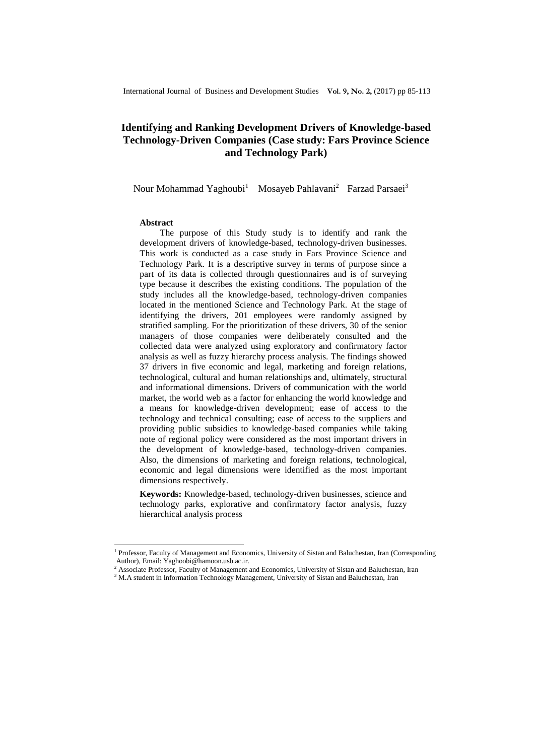# Identifying and Ranking Development Drivers of Knowledge-based Technology-Driven Companies (Case study: Fars Province Science and Technology Park)

Nour Mohammad Yaghoubi[1] Mosayeb Pahlavani[2] Farzad Parsaei[3]

### Abstract

The purpose of this Study study is to identify and rank the development drivers of knowledge-based, technology-driven businesses. This work is conducted as a case study in Fars Province Science and Technology Park. It is a descriptive survey in terms of purpose since a part of its data is collected through questionnaires and is of surveying type because it describes the existing conditions. The population of the study includes all the knowledge-based, technology-driven companies located in the mentioned Science and Technology Park. At the stage of identifying the drivers, 201 employees were randomly assigned by stratified sampling. For the prioritization of these drivers, 30 of the senior managers of those companies were deliberately consulted and the collected data were analyzed using exploratory and confirmatory factor analysis as well as fuzzy hierarchy process analysis. The findings showed 37 drivers in five economic and legal, marketing and foreign relations, technological, cultural and human relationships and, ultimately, structural and informational dimensions. Drivers of communication with the world market, the world web as a factor for enhancing the world knowledge and a means for knowledge-driven development; ease of access to the technology and technical consulting; ease of access to the suppliers and providing public subsidies to knowledge-based companies while taking note of regional policy were considered as the most important drivers in the development of knowledge-based, technology-driven companies. Also, the dimensions of marketing and foreign relations, technological, economic and legal dimensions were identified as the most important dimensions respectively.

**Keywords:** Knowledge-based, technology-driven businesses, science and technology parks, explorative and confirmatory factor analysis, fuzzy hierarchical analysis process

---

[1] Professor, Faculty of Management and Economics, University of Sistan and Baluchestan, Iran (Corresponding Author), Email: Yaghoobi@hamoon.usb.ac.ir.

[2] Associate Professor, Faculty of Management and Economics, University of Sistan and Baluchestan, Iran

[3] M.A student in Information Technology Management, University of Sistan and Baluchestan, Iran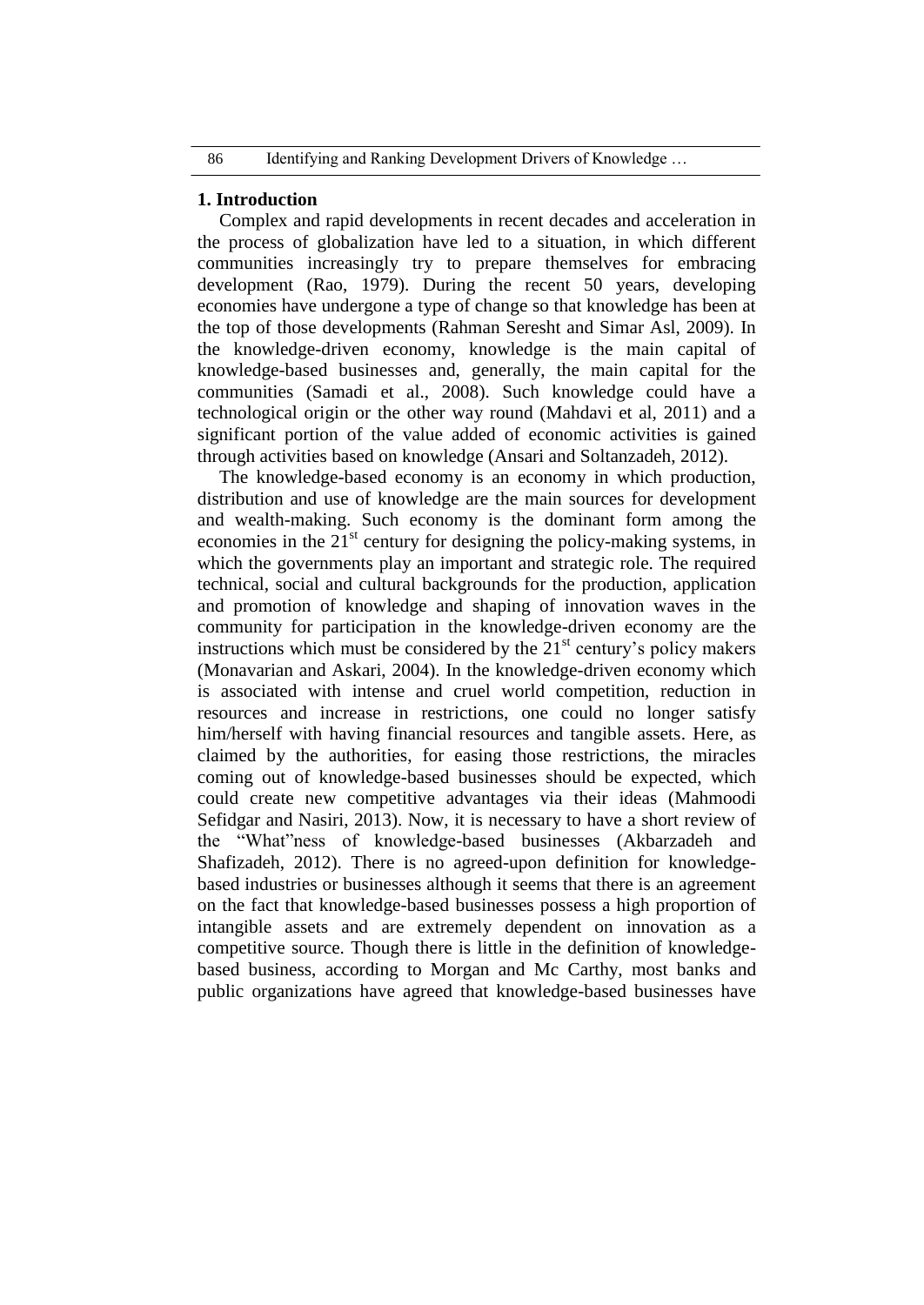## 1. Introduction

Complex and rapid developments in recent decades and acceleration in the process of globalization have led to a situation, in which different communities increasingly try to prepare themselves for embracing development (Rao, 1979). During the recent 50 years, developing economies have undergone a type of change so that knowledge has been at the top of those developments (Rahman Seresht and Simar Asl, 2009). In the knowledge-driven economy, knowledge is the main capital of knowledge-based businesses and, generally, the main capital for the communities (Samadi et al., 2008). Such knowledge could have a technological origin or the other way round (Mahdavi et al, 2011) and a significant portion of the value added of economic activities is gained through activities based on knowledge (Ansari and Soltanzadeh, 2012).

The knowledge-based economy is an economy in which production, distribution and use of knowledge are the main sources for development and wealth-making. Such economy is the dominant form among the economies in the 21st century for designing the policy-making systems, in which the governments play an important and strategic role. The required technical, social and cultural backgrounds for the production, application and promotion of knowledge and shaping of innovation waves in the community for participation in the knowledge-driven economy are the instructions which must be considered by the 21st century's policy makers (Monavarian and Askari, 2004). In the knowledge-driven economy which is associated with intense and cruel world competition, reduction in resources and increase in restrictions, one could no longer satisfy him/herself with having financial resources and tangible assets. Here, as claimed by the authorities, for easing those restrictions, the miracles coming out of knowledge-based businesses should be expected, which could create new competitive advantages via their ideas (Mahmoodi Sefidgar and Nasiri, 2013). Now, it is necessary to have a short review of the "What"ness of knowledge-based businesses (Akbarzadeh and Shafizadeh, 2012). There is no agreed-upon definition for knowledge-based industries or businesses although it seems that there is an agreement on the fact that knowledge-based businesses possess a high proportion of intangible assets and are extremely dependent on innovation as a competitive source. Though there is little in the definition of knowledge-based business, according to Morgan and Mc Carthy, most banks and public organizations have agreed that knowledge-based businesses have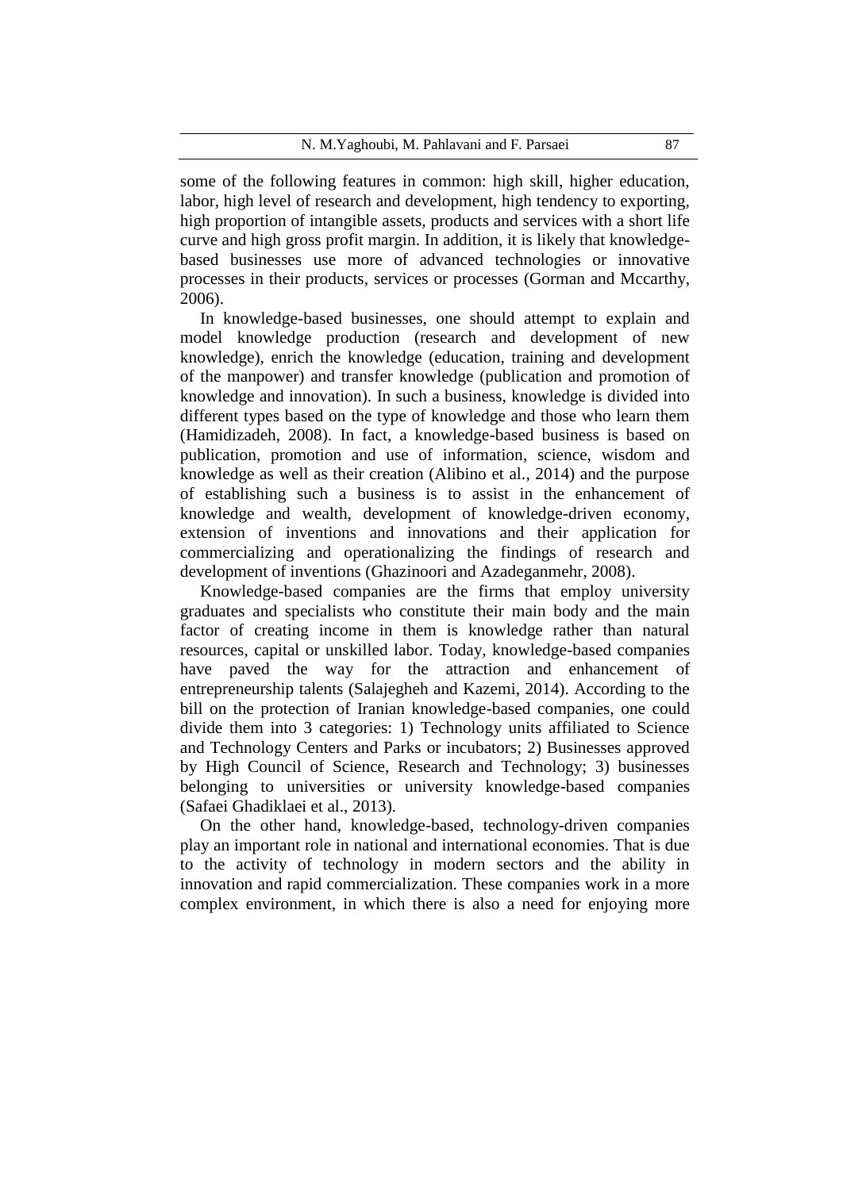some of the following features in common: high skill, higher education, labor, high level of research and development, high tendency to exporting, high proportion of intangible assets, products and services with a short life curve and high gross profit margin. In addition, it is likely that knowledge-based businesses use more of advanced technologies or innovative processes in their products, services or processes (Gorman and Mccarthy, 2006).

In knowledge-based businesses, one should attempt to explain and model knowledge production (research and development of new knowledge), enrich the knowledge (education, training and development of the manpower) and transfer knowledge (publication and promotion of knowledge and innovation). In such a business, knowledge is divided into different types based on the type of knowledge and those who learn them (Hamidizadeh, 2008). In fact, a knowledge-based business is based on publication, promotion and use of information, science, wisdom and knowledge as well as their creation (Alibino et al., 2014) and the purpose of establishing such a business is to assist in the enhancement of knowledge and wealth, development of knowledge-driven economy, extension of inventions and innovations and their application for commercializing and operationalizing the findings of research and development of inventions (Ghazinoori and Azadeganmehr, 2008).

Knowledge-based companies are the firms that employ university graduates and specialists who constitute their main body and the main factor of creating income in them is knowledge rather than natural resources, capital or unskilled labor. Today, knowledge-based companies have paved the way for the attraction and enhancement of entrepreneurship talents (Salajegheh and Kazemi, 2014). According to the bill on the protection of Iranian knowledge-based companies, one could divide them into 3 categories: 1) Technology units affiliated to Science and Technology Centers and Parks or incubators; 2) Businesses approved by High Council of Science, Research and Technology; 3) businesses belonging to universities or university knowledge-based companies (Safaei Ghadiklaei et al., 2013).

On the other hand, knowledge-based, technology-driven companies play an important role in national and international economies. That is due to the activity of technology in modern sectors and the ability in innovation and rapid commercialization. These companies work in a more complex environment, in which there is also a need for enjoying more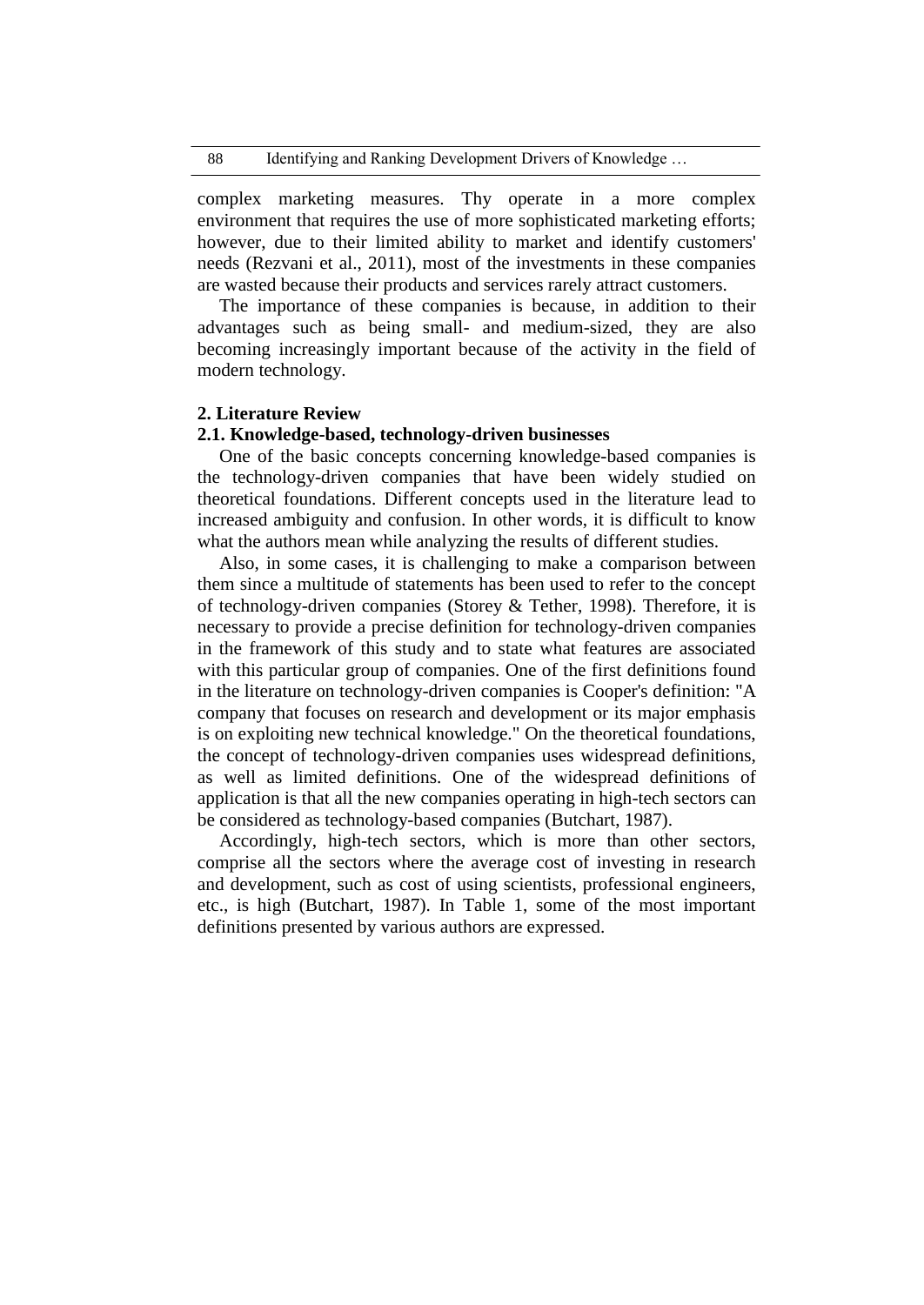complex marketing measures. Thy operate in a more complex environment that requires the use of more sophisticated marketing efforts; however, due to their limited ability to market and identify customers' needs (Rezvani et al., 2011), most of the investments in these companies are wasted because their products and services rarely attract customers.

The importance of these companies is because, in addition to their advantages such as being small- and medium-sized, they are also becoming increasingly important because of the activity in the field of modern technology.

## 2. Literature Review

### 2.1. Knowledge-based, technology-driven businesses

One of the basic concepts concerning knowledge-based companies is the technology-driven companies that have been widely studied on theoretical foundations. Different concepts used in the literature lead to increased ambiguity and confusion. In other words, it is difficult to know what the authors mean while analyzing the results of different studies.

Also, in some cases, it is challenging to make a comparison between them since a multitude of statements has been used to refer to the concept of technology-driven companies (Storey & Tether, 1998). Therefore, it is necessary to provide a precise definition for technology-driven companies in the framework of this study and to state what features are associated with this particular group of companies. One of the first definitions found in the literature on technology-driven companies is Cooper's definition: "A company that focuses on research and development or its major emphasis is on exploiting new technical knowledge." On the theoretical foundations, the concept of technology-driven companies uses widespread definitions, as well as limited definitions. One of the widespread definitions of application is that all the new companies operating in high-tech sectors can be considered as technology-based companies (Butchart, 1987).

Accordingly, high-tech sectors, which is more than other sectors, comprise all the sectors where the average cost of investing in research and development, such as cost of using scientists, professional engineers, etc., is high (Butchart, 1987). In Table 1, some of the most important definitions presented by various authors are expressed.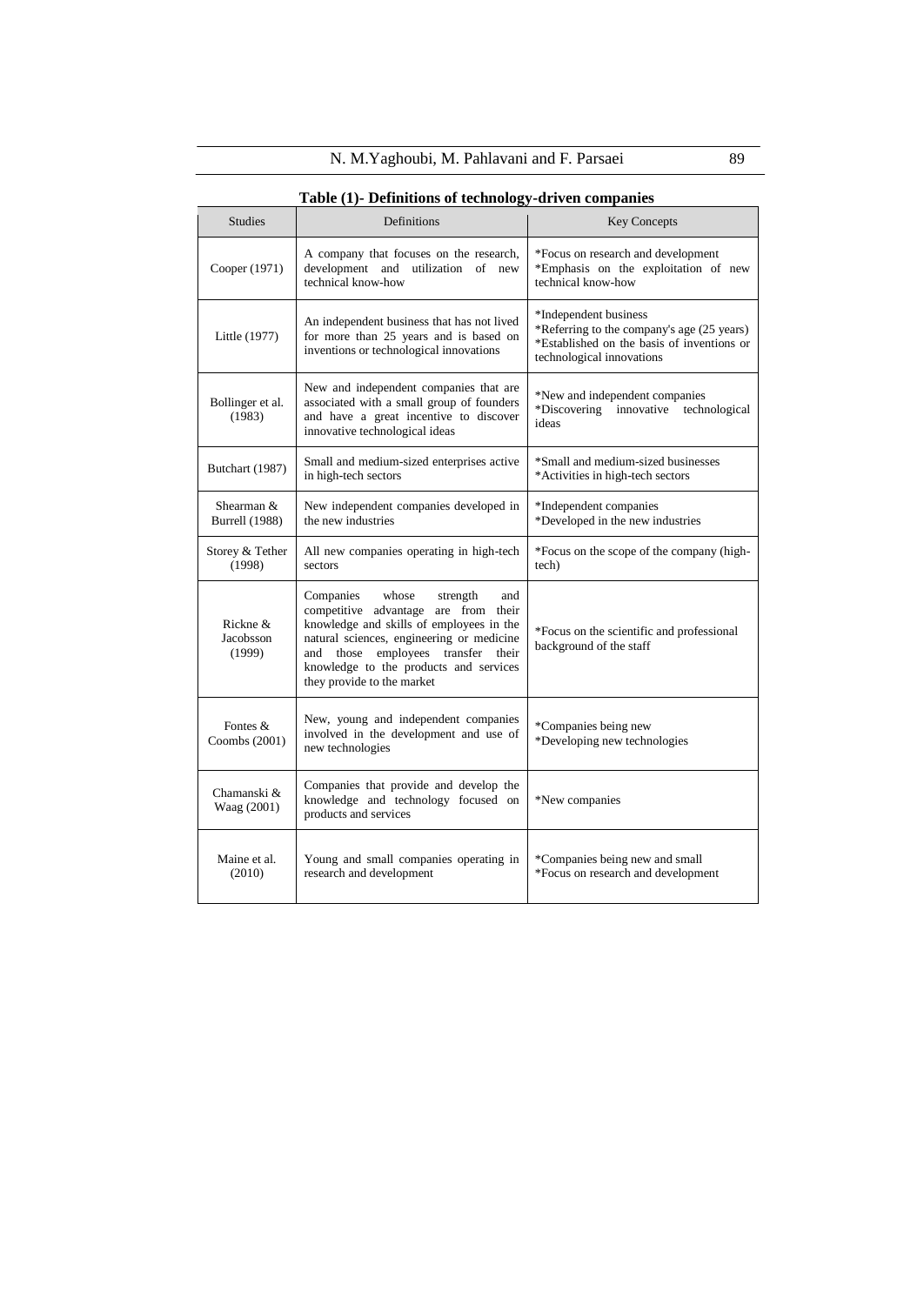**Table (1)- Definitions of technology-driven companies**

| Studies | Definitions | Key Concepts |
|---|---|---|
| Cooper (1971) | A company that focuses on the research, development and utilization of new technical know-how | *Focus on research and development<br>*Emphasis on the exploitation of new technical know-how |
| Little (1977) | An independent business that has not lived for more than 25 years and is based on inventions or technological innovations | *Independent business<br>*Referring to the company's age (25 years)<br>*Established on the basis of inventions or technological innovations |
| Bollinger et al. (1983) | New and independent companies that are associated with a small group of founders and have a great incentive to discover innovative technological ideas | *New and independent companies<br>*Discovering innovative technological ideas |
| Butchart (1987) | Small and medium-sized enterprises active in high-tech sectors | *Small and medium-sized businesses<br>*Activities in high-tech sectors |
| Shearman & Burrell (1988) | New independent companies developed in the new industries | *Independent companies<br>*Developed in the new industries |
| Storey & Tether (1998) | All new companies operating in high-tech sectors | *Focus on the scope of the company (high-tech) |
| Rickne & Jacobsson (1999) | Companies whose strength and competitive advantage are from their knowledge and skills of employees in the natural sciences, engineering or medicine and those employees transfer their knowledge to the products and services they provide to the market | *Focus on the scientific and professional background of the staff |
| Fontes & Coombs (2001) | New, young and independent companies involved in the development and use of new technologies | *Companies being new<br>*Developing new technologies |
| Chamanski & Waag (2001) | Companies that provide and develop the knowledge and technology focused on products and services | *New companies |
| Maine et al. (2010) | Young and small companies operating in research and development | *Companies being new and small<br>*Focus on research and development |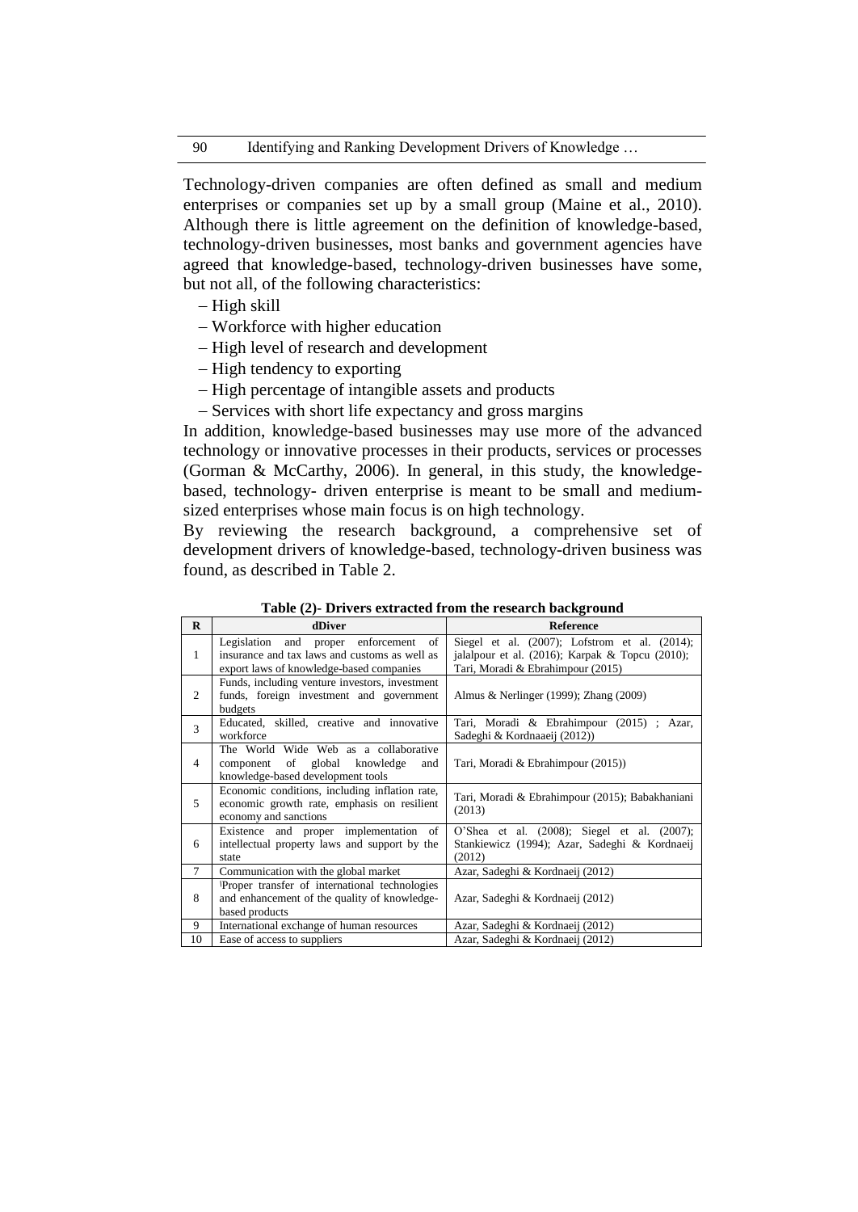Technology-driven companies are often defined as small and medium enterprises or companies set up by a small group (Maine et al., 2010). Although there is little agreement on the definition of knowledge-based, technology-driven businesses, most banks and government agencies have agreed that knowledge-based, technology-driven businesses have some, but not all, of the following characteristics:

– High skill
– Workforce with higher education
– High level of research and development
– High tendency to exporting
– High percentage of intangible assets and products
– Services with short life expectancy and gross margins

In addition, knowledge-based businesses may use more of the advanced technology or innovative processes in their products, services or processes (Gorman & McCarthy, 2006). In general, in this study, the knowledge-based, technology- driven enterprise is meant to be small and medium-sized enterprises whose main focus is on high technology.

By reviewing the research background, a comprehensive set of development drivers of knowledge-based, technology-driven business was found, as described in Table 2.

**Table (2)- Drivers extracted from the research background**

| R | dDiver | Reference |
|---|---|---|
| 1 | Legislation and proper enforcement of insurance and tax laws and customs as well as export laws of knowledge-based companies | Siegel et al. (2007); Lofstrom et al. (2014); jalalpour et al. (2016); Karpak & Topcu (2010); Tari, Moradi & Ebrahimpour (2015) |
| 2 | Funds, including venture investors, investment funds, foreign investment and government budgets | Almus & Nerlinger (1999); Zhang (2009) |
| 3 | Educated, skilled, creative and innovative workforce | Tari, Moradi & Ebrahimpour (2015) ; Azar, Sadeghi & Kordnaaeij (2012)) |
| 4 | The World Wide Web as a collaborative component of global knowledge and knowledge-based development tools | Tari, Moradi & Ebrahimpour (2015)) |
| 5 | Economic conditions, including inflation rate, economic growth rate, emphasis on resilient economy and sanctions | Tari, Moradi & Ebrahimpour (2015); Babakhaniani (2013) |
| 6 | Existence and proper implementation of intellectual property laws and support by the state | O'Shea et al. (2008); Siegel et al. (2007); Stankiewicz (1994); Azar, Sadeghi & Kordnaeij (2012) |
| 7 | Communication with the global market | Azar, Sadeghi & Kordnaeij (2012) |
| 8 | Proper transfer of international technologies and enhancement of the quality of knowledge-based products | Azar, Sadeghi & Kordnaeij (2012) |
| 9 | International exchange of human resources | Azar, Sadeghi & Kordnaeij (2012) |
| 10 | Ease of access to suppliers | Azar, Sadeghi & Kordnaeij (2012) |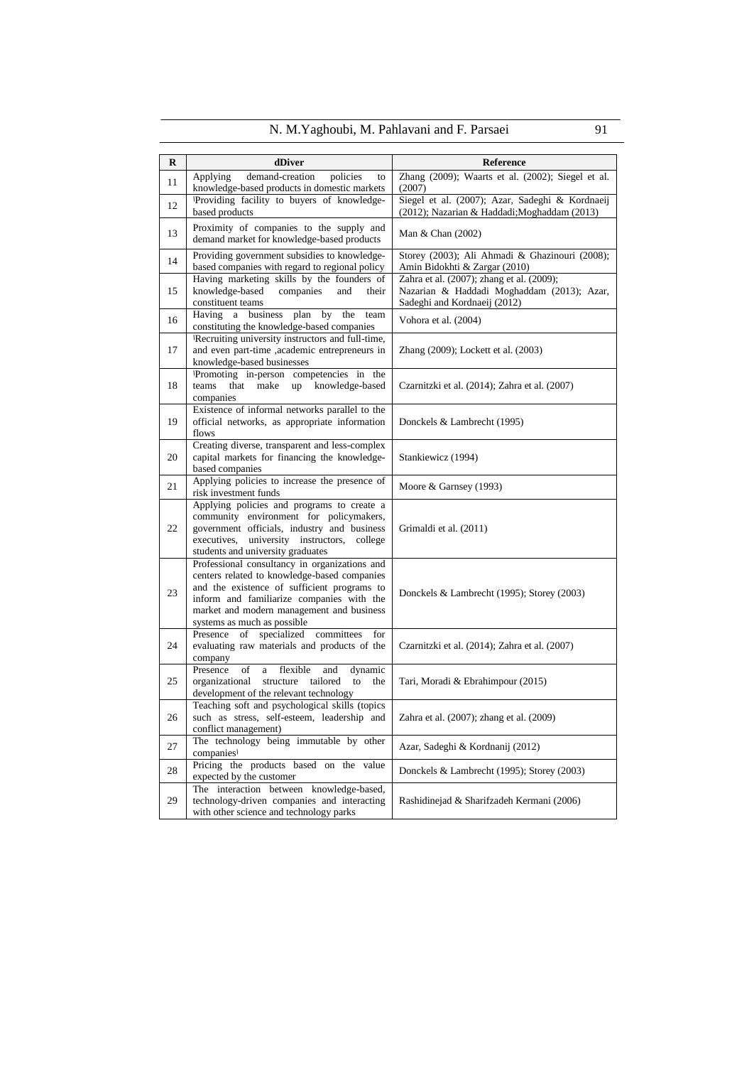| R | dDiver | Reference |
|---|---|---|
| 11 | Applying demand-creation policies to knowledge-based products in domestic markets | Zhang (2009); Waarts et al. (2002); Siegel et al. (2007) |
| 12 | Providing facility to buyers of knowledge-based products | Siegel et al. (2007); Azar, Sadeghi & Kordnaeij (2012); Nazarian & Haddadi;Moghaddam (2013) |
| 13 | Proximity of companies to the supply and demand market for knowledge-based products | Man & Chan (2002) |
| 14 | Providing government subsidies to knowledge-based companies with regard to regional policy | Storey (2003); Ali Ahmadi & Ghazinouri (2008); Amin Bidokhti & Zargar (2010) |
| 15 | Having marketing skills by the founders of knowledge-based companies and their constituent teams | Zahra et al. (2007); zhang et al. (2009); Nazarian & Haddadi Moghaddam (2013); Azar, Sadeghi and Kordnaeij (2012) |
| 16 | Having a business plan by the team constituting the knowledge-based companies | Vohora et al. (2004) |
| 17 | Recruiting university instructors and full-time, and even part-time ,academic entrepreneurs in knowledge-based businesses | Zhang (2009); Lockett et al. (2003) |
| 18 | Promoting in-person competencies in the teams that make up knowledge-based companies | Czarnitzki et al. (2014); Zahra et al. (2007) |
| 19 | Existence of informal networks parallel to the official networks, as appropriate information flows | Donckels & Lambrecht (1995) |
| 20 | Creating diverse, transparent and less-complex capital markets for financing the knowledge-based companies | Stankiewicz (1994) |
| 21 | Applying policies to increase the presence of risk investment funds | Moore & Garnsey (1993) |
| 22 | Applying policies and programs to create a community environment for policymakers, government officials, industry and business executives, university instructors, college students and university graduates | Grimaldi et al. (2011) |
| 23 | Professional consultancy in organizations and centers related to knowledge-based companies and the existence of sufficient programs to inform and familiarize companies with the market and modern management and business systems as much as possible | Donckels & Lambrecht (1995); Storey (2003) |
| 24 | Presence of specialized committees for evaluating raw materials and products of the company | Czarnitzki et al. (2014); Zahra et al. (2007) |
| 25 | Presence of a flexible and dynamic organizational structure tailored to the development of the relevant technology | Tari, Moradi & Ebrahimpour (2015) |
| 26 | Teaching soft and psychological skills (topics such as stress, self-esteem, leadership and conflict management) | Zahra et al. (2007); zhang et al. (2009) |
| 27 | The technology being immutable by other companies | Azar, Sadeghi & Kordnanij (2012) |
| 28 | Pricing the products based on the value expected by the customer | Donckels & Lambrecht (1995); Storey (2003) |
| 29 | The interaction between knowledge-based, technology-driven companies and interacting with other science and technology parks | Rashidinejad & Sharifzadeh Kermani (2006) |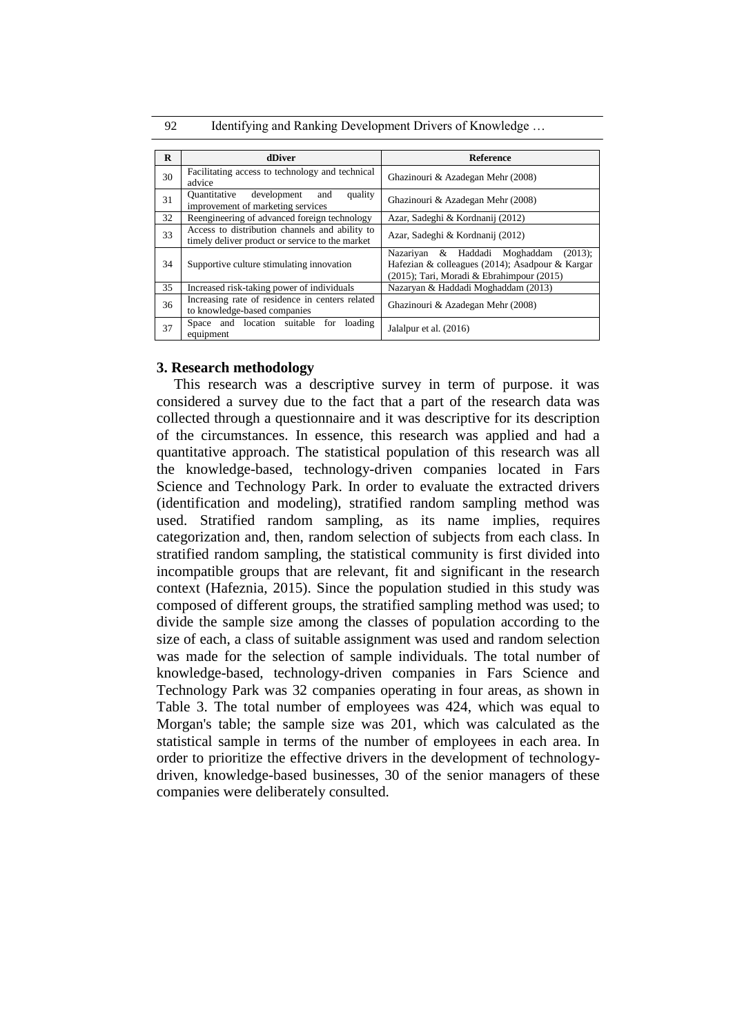| R | dDiver | Reference |
|---|---|---|
| 30 | Facilitating access to technology and technical advice | Ghazinouri & Azadegan Mehr (2008) |
| 31 | Quantitative development and quality improvement of marketing services | Ghazinouri & Azadegan Mehr (2008) |
| 32 | Reengineering of advanced foreign technology | Azar, Sadeghi & Kordnanij (2012) |
| 33 | Access to distribution channels and ability to timely deliver product or service to the market | Azar, Sadeghi & Kordnanij (2012) |
| 34 | Supportive culture stimulating innovation | Nazariyan & Haddadi Moghaddam (2013); Hafezian & colleagues (2014); Asadpour & Kargar (2015); Tari, Moradi & Ebrahimpour (2015) |
| 35 | Increased risk-taking power of individuals | Nazaryan & Haddadi Moghaddam (2013) |
| 36 | Increasing rate of residence in centers related to knowledge-based companies | Ghazinouri & Azadegan Mehr (2008) |
| 37 | Space and location suitable for loading equipment | Jalalpur et al. (2016) |

## 3. Research methodology

This research was a descriptive survey in term of purpose. it was considered a survey due to the fact that a part of the research data was collected through a questionnaire and it was descriptive for its description of the circumstances. In essence, this research was applied and had a quantitative approach. The statistical population of this research was all the knowledge-based, technology-driven companies located in Fars Science and Technology Park. In order to evaluate the extracted drivers (identification and modeling), stratified random sampling method was used. Stratified random sampling, as its name implies, requires categorization and, then, random selection of subjects from each class. In stratified random sampling, the statistical community is first divided into incompatible groups that are relevant, fit and significant in the research context (Hafeznia, 2015). Since the population studied in this study was composed of different groups, the stratified sampling method was used; to divide the sample size among the classes of population according to the size of each, a class of suitable assignment was used and random selection was made for the selection of sample individuals. The total number of knowledge-based, technology-driven companies in Fars Science and Technology Park was 32 companies operating in four areas, as shown in Table 3. The total number of employees was 424, which was equal to Morgan's table; the sample size was 201, which was calculated as the statistical sample in terms of the number of employees in each area. In order to prioritize the effective drivers in the development of technology-driven, knowledge-based businesses, 30 of the senior managers of these companies were deliberately consulted.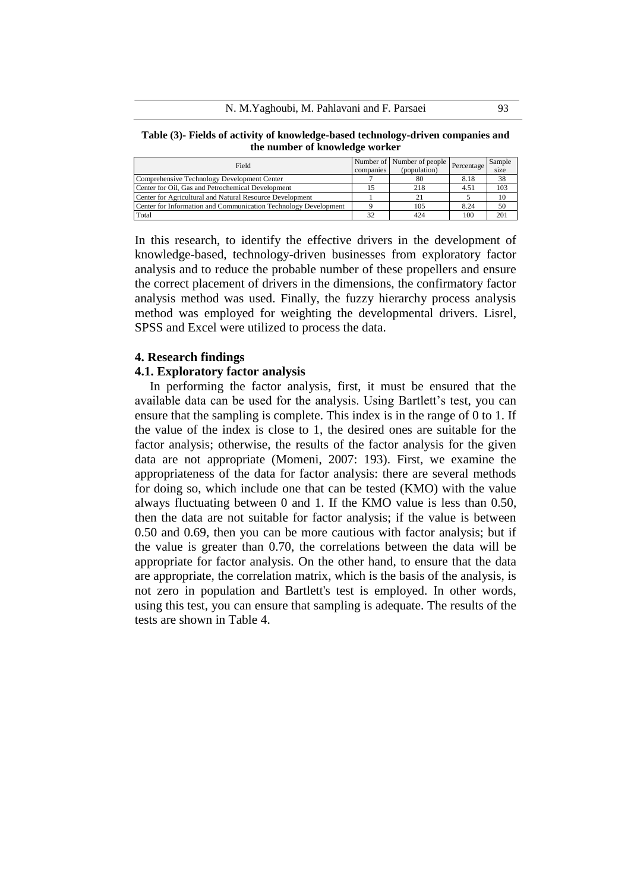**Table (3)- Fields of activity of knowledge-based technology-driven companies and the number of knowledge worker**

| Field | Number of companies | Number of people (population) | Percentage | Sample size |
|---|---|---|---|---|
| Comprehensive Technology Development Center | 7 | 80 | 8.18 | 38 |
| Center for Oil, Gas and Petrochemical Development | 15 | 218 | 4.51 | 103 |
| Center for Agricultural and Natural Resource Development | 1 | 21 | 5 | 10 |
| Center for Information and Communication Technology Development | 9 | 105 | 8.24 | 50 |
| Total | 32 | 424 | 100 | 201 |

In this research, to identify the effective drivers in the development of knowledge-based, technology-driven businesses from exploratory factor analysis and to reduce the probable number of these propellers and ensure the correct placement of drivers in the dimensions, the confirmatory factor analysis method was used. Finally, the fuzzy hierarchy process analysis method was employed for weighting the developmental drivers. Lisrel, SPSS and Excel were utilized to process the data.

## 4. Research findings

### 4.1. Exploratory factor analysis

In performing the factor analysis, first, it must be ensured that the available data can be used for the analysis. Using Bartlett's test, you can ensure that the sampling is complete. This index is in the range of 0 to 1. If the value of the index is close to 1, the desired ones are suitable for the factor analysis; otherwise, the results of the factor analysis for the given data are not appropriate (Momeni, 2007: 193). First, we examine the appropriateness of the data for factor analysis: there are several methods for doing so, which include one that can be tested (KMO) with the value always fluctuating between 0 and 1. If the KMO value is less than 0.50, then the data are not suitable for factor analysis; if the value is between 0.50 and 0.69, then you can be more cautious with factor analysis; but if the value is greater than 0.70, the correlations between the data will be appropriate for factor analysis. On the other hand, to ensure that the data are appropriate, the correlation matrix, which is the basis of the analysis, is not zero in population and Bartlett's test is employed. In other words, using this test, you can ensure that sampling is adequate. The results of the tests are shown in Table 4.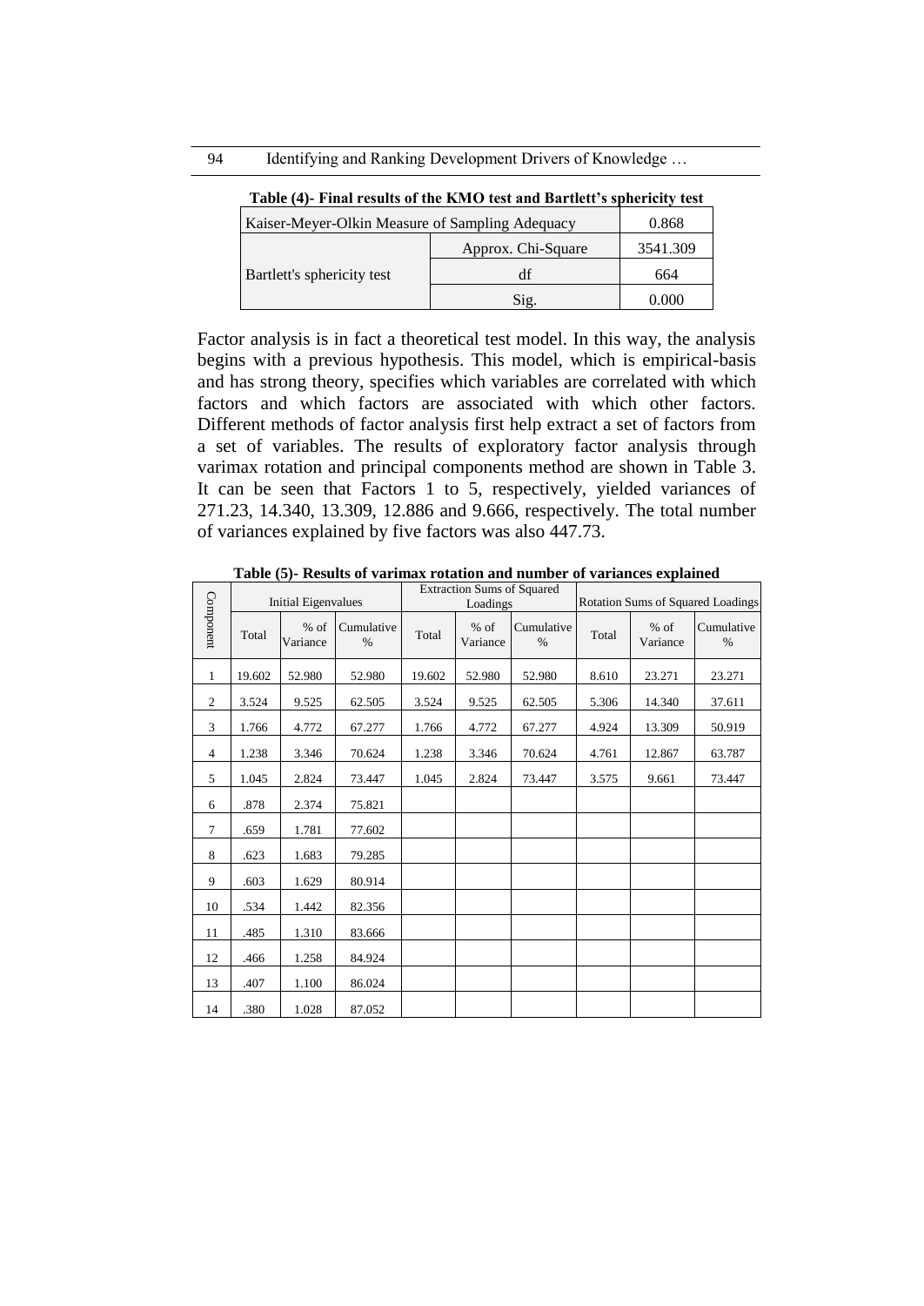**Table (4)- Final results of the KMO test and Bartlett's sphericity test**

| Kaiser-Meyer-Olkin Measure of Sampling Adequacy | | 0.868 |
|---|---|---|
| Bartlett's sphericity test | Approx. Chi-Square | 3541.309 |
| | df | 664 |
| | Sig. | 0.000 |

Factor analysis is in fact a theoretical test model. In this way, the analysis begins with a previous hypothesis. This model, which is empirical-basis and has strong theory, specifies which variables are correlated with which factors and which factors are associated with which other factors. Different methods of factor analysis first help extract a set of factors from a set of variables. The results of exploratory factor analysis through varimax rotation and principal components method are shown in Table 3. It can be seen that Factors 1 to 5, respectively, yielded variances of 271.23, 14.340, 13.309, 12.886 and 9.666, respectively. The total number of variances explained by five factors was also 447.73.

**Table (5)- Results of varimax rotation and number of variances explained**

| Component | Initial Eigenvalues | | | Extraction Sums of Squared Loadings | | | Rotation Sums of Squared Loadings | | |
|---|---|---|---|---|---|---|---|---|---|
| | Total | % of Variance | Cumulative % | Total | % of Variance | Cumulative % | Total | % of Variance | Cumulative % |
| 1 | 19.602 | 52.980 | 52.980 | 19.602 | 52.980 | 52.980 | 8.610 | 23.271 | 23.271 |
| 2 | 3.524 | 9.525 | 62.505 | 3.524 | 9.525 | 62.505 | 5.306 | 14.340 | 37.611 |
| 3 | 1.766 | 4.772 | 67.277 | 1.766 | 4.772 | 67.277 | 4.924 | 13.309 | 50.919 |
| 4 | 1.238 | 3.346 | 70.624 | 1.238 | 3.346 | 70.624 | 4.761 | 12.867 | 63.787 |
| 5 | 1.045 | 2.824 | 73.447 | 1.045 | 2.824 | 73.447 | 3.575 | 9.661 | 73.447 |
| 6 | .878 | 2.374 | 75.821 | | | | | | |
| 7 | .659 | 1.781 | 77.602 | | | | | | |
| 8 | .623 | 1.683 | 79.285 | | | | | | |
| 9 | .603 | 1.629 | 80.914 | | | | | | |
| 10 | .534 | 1.442 | 82.356 | | | | | | |
| 11 | .485 | 1.310 | 83.666 | | | | | | |
| 12 | .466 | 1.258 | 84.924 | | | | | | |
| 13 | .407 | 1.100 | 86.024 | | | | | | |
| 14 | .380 | 1.028 | 87.052 | | | | | | |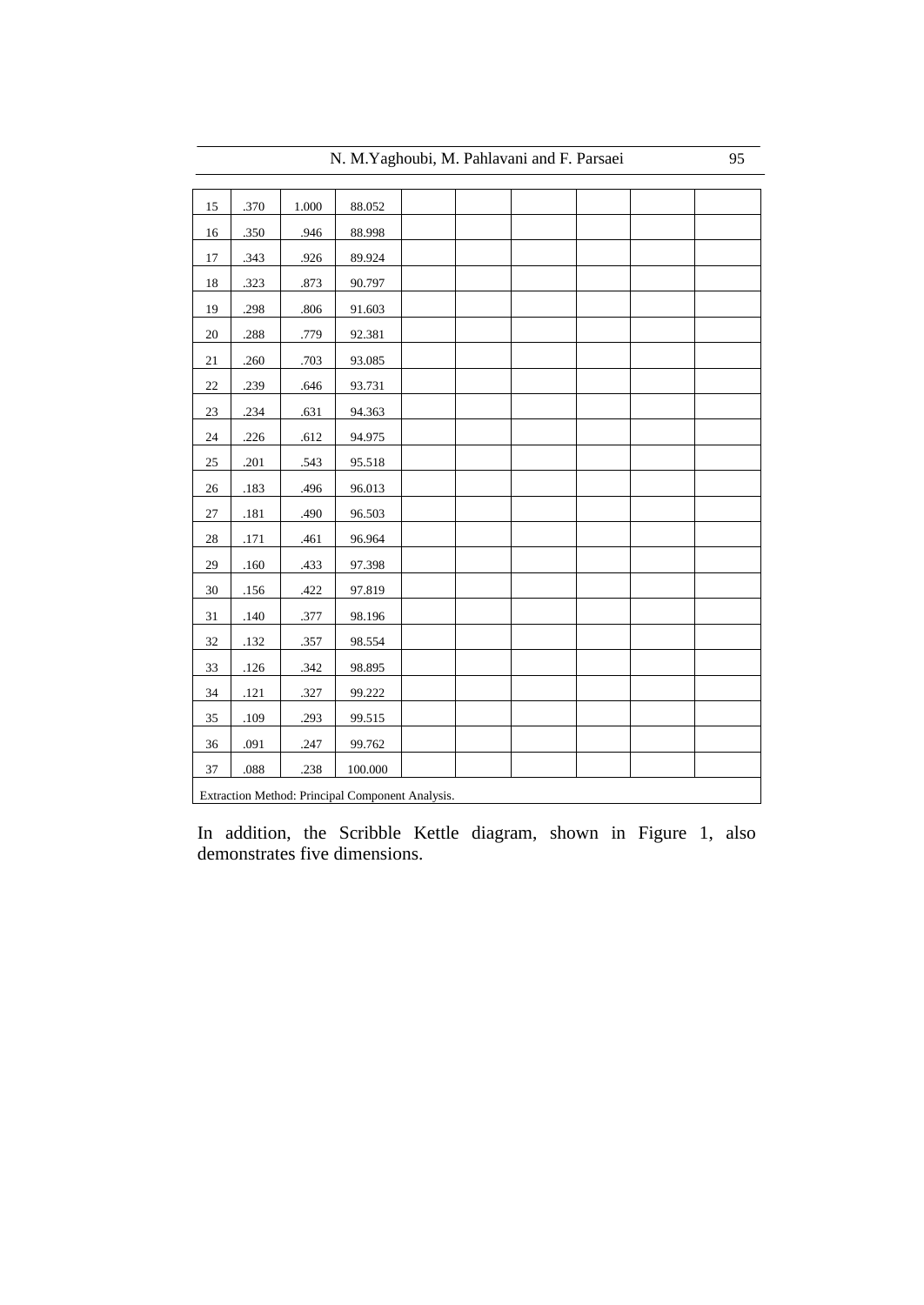| | | | | | | | | |
|---|---|---|---|---|---|---|---|---|
| 15 | .370 | 1.000 | 88.052 | | | | | | |
| 16 | .350 | .946 | 88.998 | | | | | | |
| 17 | .343 | .926 | 89.924 | | | | | | |
| 18 | .323 | .873 | 90.797 | | | | | | |
| 19 | .298 | .806 | 91.603 | | | | | | |
| 20 | .288 | .779 | 92.381 | | | | | | |
| 21 | .260 | .703 | 93.085 | | | | | | |
| 22 | .239 | .646 | 93.731 | | | | | | |
| 23 | .234 | .631 | 94.363 | | | | | | |
| 24 | .226 | .612 | 94.975 | | | | | | |
| 25 | .201 | .543 | 95.518 | | | | | | |
| 26 | .183 | .496 | 96.013 | | | | | | |
| 27 | .181 | .490 | 96.503 | | | | | | |
| 28 | .171 | .461 | 96.964 | | | | | | |
| 29 | .160 | .433 | 97.398 | | | | | | |
| 30 | .156 | .422 | 97.819 | | | | | | |
| 31 | .140 | .377 | 98.196 | | | | | | |
| 32 | .132 | .357 | 98.554 | | | | | | |
| 33 | .126 | .342 | 98.895 | | | | | | |
| 34 | .121 | .327 | 99.222 | | | | | | |
| 35 | .109 | .293 | 99.515 | | | | | | |
| 36 | .091 | .247 | 99.762 | | | | | | |
| 37 | .088 | .238 | 100.000 | | | | | | |

Extraction Method: Principal Component Analysis.

In addition, the Scribble Kettle diagram, shown in Figure 1, also demonstrates five dimensions.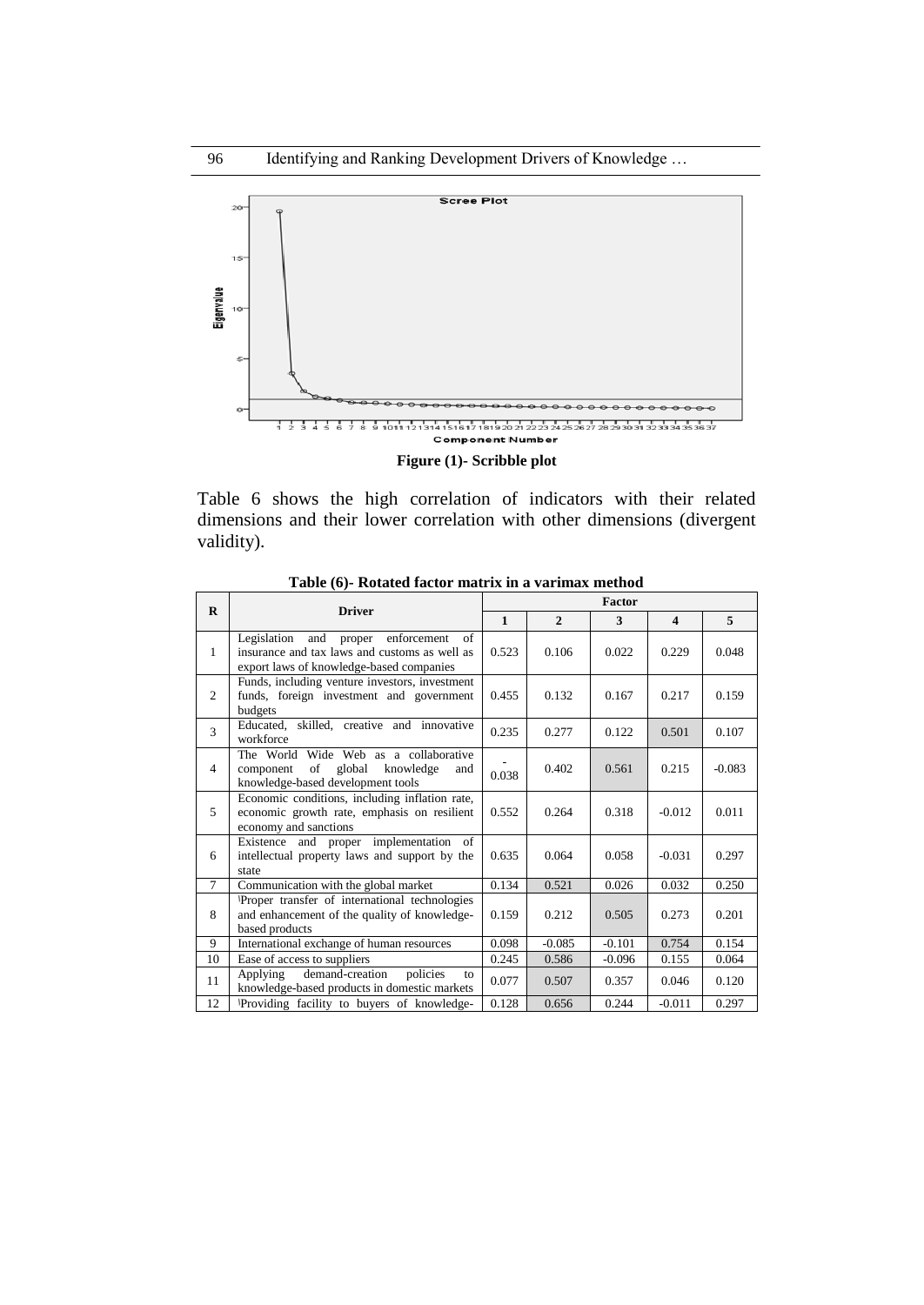**Figure (1)- Scribble plot**

Table 6 shows the high correlation of indicators with their related dimensions and their lower correlation with other dimensions (divergent validity).

**Table (6)- Rotated factor matrix in a varimax method**

| R | Driver | Factor | | | | |
|---|---|---|---|---|---|---|
| | | 1 | 2 | 3 | 4 | 5 |
| 1 | Legislation and proper enforcement of insurance and tax laws and customs as well as export laws of knowledge-based companies | 0.523 | 0.106 | 0.022 | 0.229 | 0.048 |
| 2 | Funds, including venture investors, investment funds, foreign investment and government budgets | 0.455 | 0.132 | 0.167 | 0.217 | 0.159 |
| 3 | Educated, skilled, creative and innovative workforce | 0.235 | 0.277 | 0.122 | 0.501 | 0.107 |
| 4 | The World Wide Web as a collaborative component of global knowledge and knowledge-based development tools | -0.038 | 0.402 | 0.561 | 0.215 | -0.083 |
| 5 | Economic conditions, including inflation rate, economic growth rate, emphasis on resilient economy and sanctions | 0.552 | 0.264 | 0.318 | -0.012 | 0.011 |
| 6 | Existence and proper implementation of intellectual property laws and support by the state | 0.635 | 0.064 | 0.058 | -0.031 | 0.297 |
| 7 | Communication with the global market | 0.134 | 0.521 | 0.026 | 0.032 | 0.250 |
| 8 | Proper transfer of international technologies and enhancement of the quality of knowledge-based products | 0.159 | 0.212 | 0.505 | 0.273 | 0.201 |
| 9 | International exchange of human resources | 0.098 | -0.085 | -0.101 | 0.754 | 0.154 |
| 10 | Ease of access to suppliers | 0.245 | 0.586 | -0.096 | 0.155 | 0.064 |
| 11 | Applying demand-creation policies to knowledge-based products in domestic markets | 0.077 | 0.507 | 0.357 | 0.046 | 0.120 |
| 12 | Providing facility to buyers of knowledge- | 0.128 | 0.656 | 0.244 | -0.011 | 0.297 |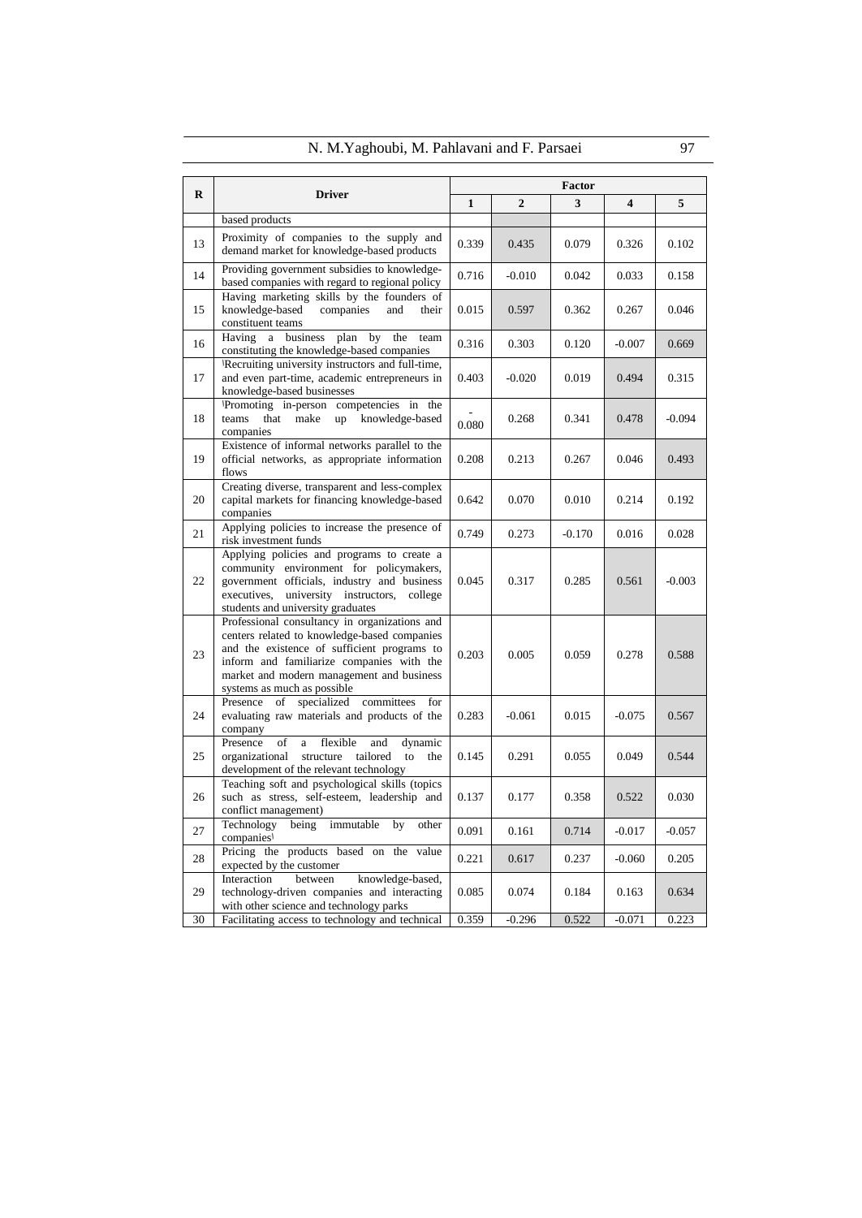| R | Driver | Factor | | | | |
|---|---|---|---|---|---|---|
| | | 1 | 2 | 3 | 4 | 5 |
| | based products | | | | | |
| 13 | Proximity of companies to the supply and demand market for knowledge-based products | 0.339 | 0.435 | 0.079 | 0.326 | 0.102 |
| 14 | Providing government subsidies to knowledge-based companies with regard to regional policy | 0.716 | -0.010 | 0.042 | 0.033 | 0.158 |
| 15 | Having marketing skills by the founders of knowledge-based companies and their constituent teams | 0.015 | 0.597 | 0.362 | 0.267 | 0.046 |
| 16 | Having a business plan by the team constituting the knowledge-based companies | 0.316 | 0.303 | 0.120 | -0.007 | 0.669 |
| 17 | Recruiting university instructors and full-time, and even part-time, academic entrepreneurs in knowledge-based businesses | 0.403 | -0.020 | 0.019 | 0.494 | 0.315 |
| 18 | Promoting in-person competencies in the teams that make up knowledge-based companies | -0.080 | 0.268 | 0.341 | 0.478 | -0.094 |
| 19 | Existence of informal networks parallel to the official networks, as appropriate information flows | 0.208 | 0.213 | 0.267 | 0.046 | 0.493 |
| 20 | Creating diverse, transparent and less-complex capital markets for financing knowledge-based companies | 0.642 | 0.070 | 0.010 | 0.214 | 0.192 |
| 21 | Applying policies to increase the presence of risk investment funds | 0.749 | 0.273 | -0.170 | 0.016 | 0.028 |
| 22 | Applying policies and programs to create a community environment for policymakers, government officials, industry and business executives, university instructors, college students and university graduates | 0.045 | 0.317 | 0.285 | 0.561 | -0.003 |
| 23 | Professional consultancy in organizations and centers related to knowledge-based companies and the existence of sufficient programs to inform and familiarize companies with the market and modern management and business systems as much as possible | 0.203 | 0.005 | 0.059 | 0.278 | 0.588 |
| 24 | Presence of specialized committees for evaluating raw materials and products of the company | 0.283 | -0.061 | 0.015 | -0.075 | 0.567 |
| 25 | Presence of a flexible and dynamic organizational structure tailored to the development of the relevant technology | 0.145 | 0.291 | 0.055 | 0.049 | 0.544 |
| 26 | Teaching soft and psychological skills (topics such as stress, self-esteem, leadership and conflict management) | 0.137 | 0.177 | 0.358 | 0.522 | 0.030 |
| 27 | Technology being immutable by other companies | 0.091 | 0.161 | 0.714 | -0.017 | -0.057 |
| 28 | Pricing the products based on the value expected by the customer | 0.221 | 0.617 | 0.237 | -0.060 | 0.205 |
| 29 | Interaction between knowledge-based, technology-driven companies and interacting with other science and technology parks | 0.085 | 0.074 | 0.184 | 0.163 | 0.634 |
| 30 | Facilitating access to technology and technical | 0.359 | -0.296 | 0.522 | -0.071 | 0.223 |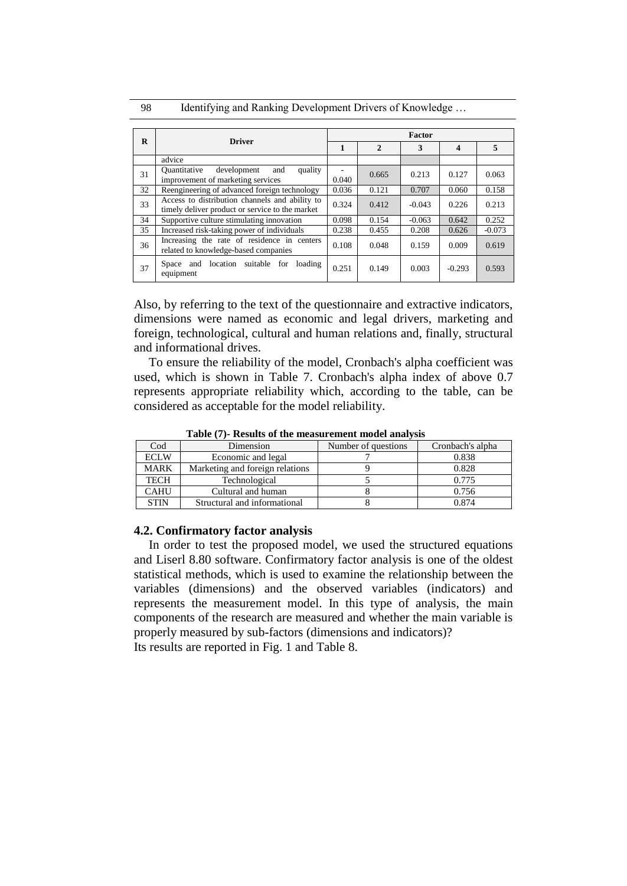| R | Driver | Factor | | | | |
|---|---|---|---|---|---|---|
| | | 1 | 2 | 3 | 4 | 5 |
| | advice | | | | | |
| 31 | Quantitative development and quality improvement of marketing services | -0.040 | 0.665 | 0.213 | 0.127 | 0.063 |
| 32 | Reengineering of advanced foreign technology | 0.036 | 0.121 | 0.707 | 0.060 | 0.158 |
| 33 | Access to distribution channels and ability to timely deliver product or service to the market | 0.324 | 0.412 | -0.043 | 0.226 | 0.213 |
| 34 | Supportive culture stimulating innovation | 0.098 | 0.154 | -0.063 | 0.642 | 0.252 |
| 35 | Increased risk-taking power of individuals | 0.238 | 0.455 | 0.208 | 0.626 | -0.073 |
| 36 | Increasing the rate of residence in centers related to knowledge-based companies | 0.108 | 0.048 | 0.159 | 0.009 | 0.619 |
| 37 | Space and location suitable for loading equipment | 0.251 | 0.149 | 0.003 | -0.293 | 0.593 |

Also, by referring to the text of the questionnaire and extractive indicators, dimensions were named as economic and legal drivers, marketing and foreign, technological, cultural and human relations and, finally, structural and informational drives.

To ensure the reliability of the model, Cronbach's alpha coefficient was used, which is shown in Table 7. Cronbach's alpha index of above 0.7 represents appropriate reliability which, according to the table, can be considered as acceptable for the model reliability.

**Table (7)- Results of the measurement model analysis**

| Cod | Dimension | Number of questions | Cronbach's alpha |
|---|---|---|---|
| ECLW | Economic and legal | 7 | 0.838 |
| MARK | Marketing and foreign relations | 9 | 0.828 |
| TECH | Technological | 5 | 0.775 |
| CAHU | Cultural and human | 8 | 0.756 |
| STIN | Structural and informational | 8 | 0.874 |

### 4.2. Confirmatory factor analysis

In order to test the proposed model, we used the structured equations and Liserl 8.80 software. Confirmatory factor analysis is one of the oldest statistical methods, which is used to examine the relationship between the variables (dimensions) and the observed variables (indicators) and represents the measurement model. In this type of analysis, the main components of the research are measured and whether the main variable is properly measured by sub-factors (dimensions and indicators)?

Its results are reported in Fig. 1 and Table 8.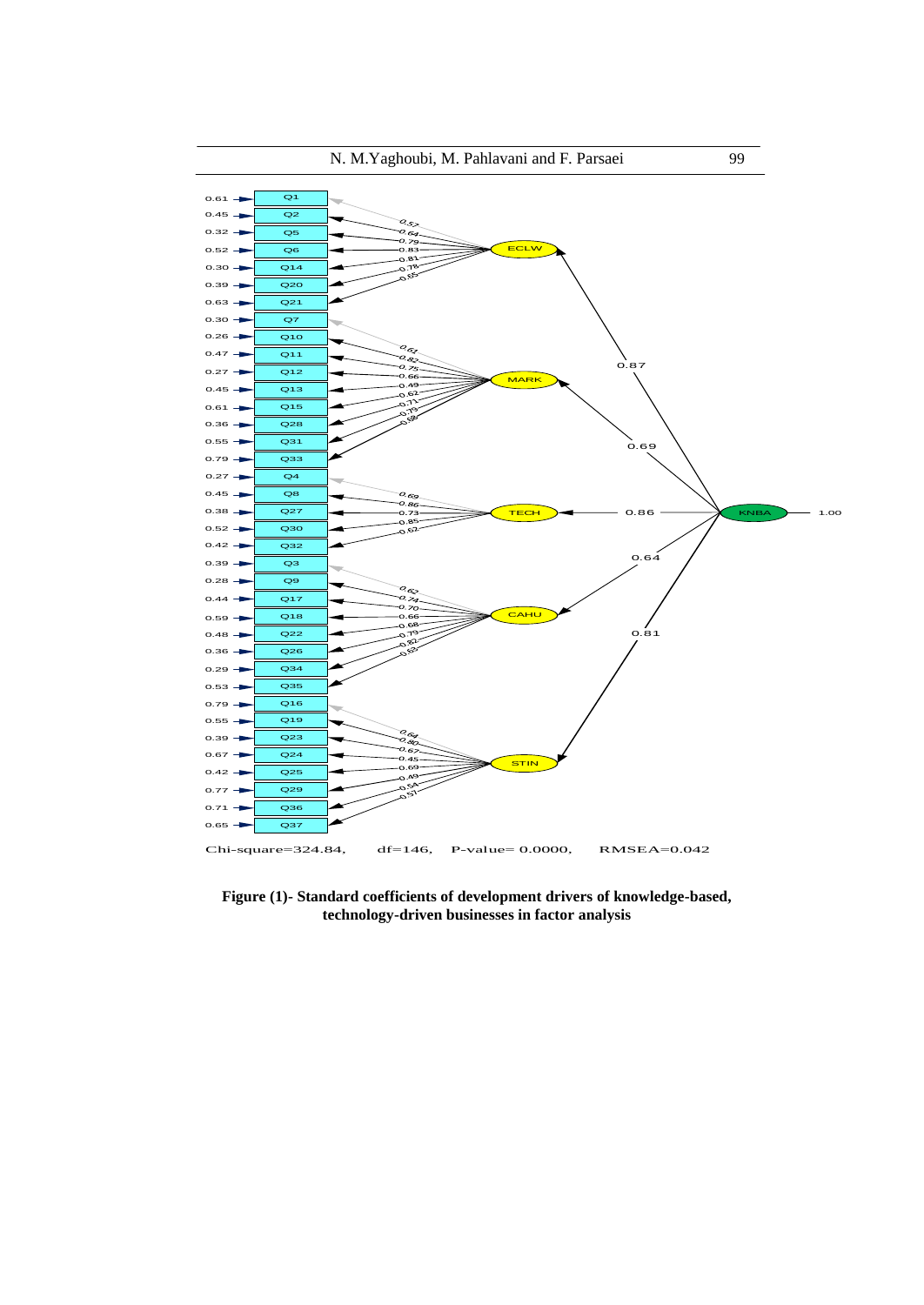Chi-square=324.84, df=146, P-value= 0.0000, RMSEA=0.042

**Figure (1)- Standard coefficients of development drivers of knowledge-based, technology-driven businesses in factor analysis**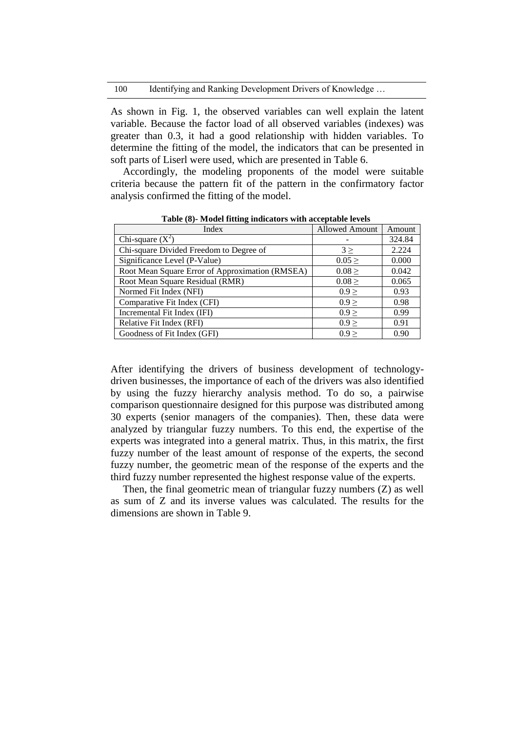As shown in Fig. 1, the observed variables can well explain the latent variable. Because the factor load of all observed variables (indexes) was greater than 0.3, it had a good relationship with hidden variables. To determine the fitting of the model, the indicators that can be presented in soft parts of Liserl were used, which are presented in Table 6.

Accordingly, the modeling proponents of the model were suitable criteria because the pattern fit of the pattern in the confirmatory factor analysis confirmed the fitting of the model.

**Table (8)- Model fitting indicators with acceptable levels**

| Index | Allowed Amount | Amount |
|---|---|---|
| Chi-square ($X^2$) | - | 324.84 |
| Chi-square Divided Freedom to Degree of | 3 ≥ | 2.224 |
| Significance Level (P-Value) | 0.05 ≥ | 0.000 |
| Root Mean Square Error of Approximation (RMSEA) | 0.08 ≥ | 0.042 |
| Root Mean Square Residual (RMR) | 0.08 ≥ | 0.065 |
| Normed Fit Index (NFI) | 0.9 ≥ | 0.93 |
| Comparative Fit Index (CFI) | 0.9 ≥ | 0.98 |
| Incremental Fit Index (IFI) | 0.9 ≥ | 0.99 |
| Relative Fit Index (RFI) | 0.9 ≥ | 0.91 |
| Goodness of Fit Index (GFI) | 0.9 ≥ | 0.90 |

After identifying the drivers of business development of technology-driven businesses, the importance of each of the drivers was also identified by using the fuzzy hierarchy analysis method. To do so, a pairwise comparison questionnaire designed for this purpose was distributed among 30 experts (senior managers of the companies). Then, these data were analyzed by triangular fuzzy numbers. To this end, the expertise of the experts was integrated into a general matrix. Thus, in this matrix, the first fuzzy number of the least amount of response of the experts, the second fuzzy number, the geometric mean of the response of the experts and the third fuzzy number represented the highest response value of the experts.

Then, the final geometric mean of triangular fuzzy numbers (Z) as well as sum of Z and its inverse values was calculated. The results for the dimensions are shown in Table 9.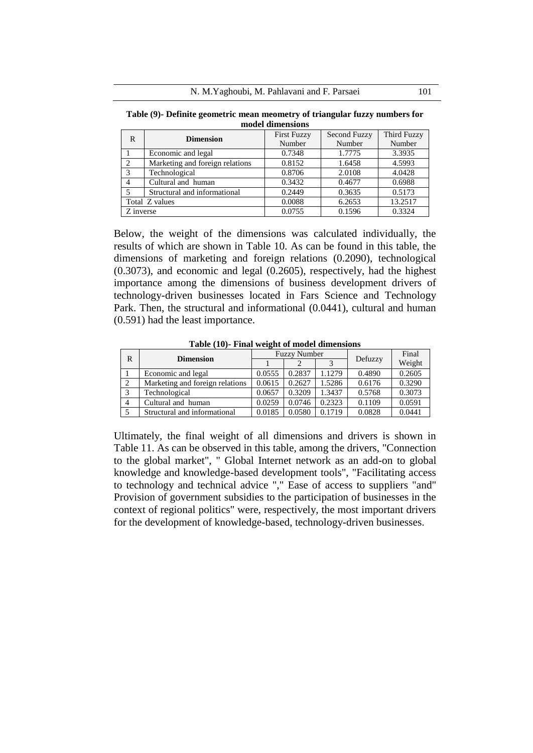**Table (9)- Definite geometric mean meometry of triangular fuzzy numbers for model dimensions**

| R | Dimension | First Fuzzy Number | Second Fuzzy Number | Third Fuzzy Number |
|---|---|---|---|---|
| 1 | Economic and legal | 0.7348 | 1.7775 | 3.3935 |
| 2 | Marketing and foreign relations | 0.8152 | 1.6458 | 4.5993 |
| 3 | Technological | 0.8706 | 2.0108 | 4.0428 |
| 4 | Cultural and human | 0.3432 | 0.4677 | 0.6988 |
| 5 | Structural and informational | 0.2449 | 0.3635 | 0.5173 |
| Total Z values | | 0.0088 | 6.2653 | 13.2517 |
| Z inverse | | 0.0755 | 0.1596 | 0.3324 |

Below, the weight of the dimensions was calculated individually, the results of which are shown in Table 10. As can be found in this table, the dimensions of marketing and foreign relations (0.2090), technological (0.3073), and economic and legal (0.2605), respectively, had the highest importance among the dimensions of business development drivers of technology-driven businesses located in Fars Science and Technology Park. Then, the structural and informational (0.0441), cultural and human (0.591) had the least importance.

**Table (10)- Final weight of model dimensions**

| R | Dimension | Fuzzy Number | | | Defuzzy | Final Weight |
|---|---|---|---|---|---|---|
| | | 1 | 2 | 3 | | |
| 1 | Economic and legal | 0.0555 | 0.2837 | 1.1279 | 0.4890 | 0.2605 |
| 2 | Marketing and foreign relations | 0.0615 | 0.2627 | 1.5286 | 0.6176 | 0.3290 |
| 3 | Technological | 0.0657 | 0.3209 | 1.3437 | 0.5768 | 0.3073 |
| 4 | Cultural and human | 0.0259 | 0.0746 | 0.2323 | 0.1109 | 0.0591 |
| 5 | Structural and informational | 0.0185 | 0.0580 | 0.1719 | 0.0828 | 0.0441 |

Ultimately, the final weight of all dimensions and drivers is shown in Table 11. As can be observed in this table, among the drivers, "Connection to the global market", " Global Internet network as an add-on to global knowledge and knowledge-based development tools", "Facilitating access to technology and technical advice "," Ease of access to suppliers "and" Provision of government subsidies to the participation of businesses in the context of regional politics" were, respectively, the most important drivers for the development of knowledge-based, technology-driven businesses.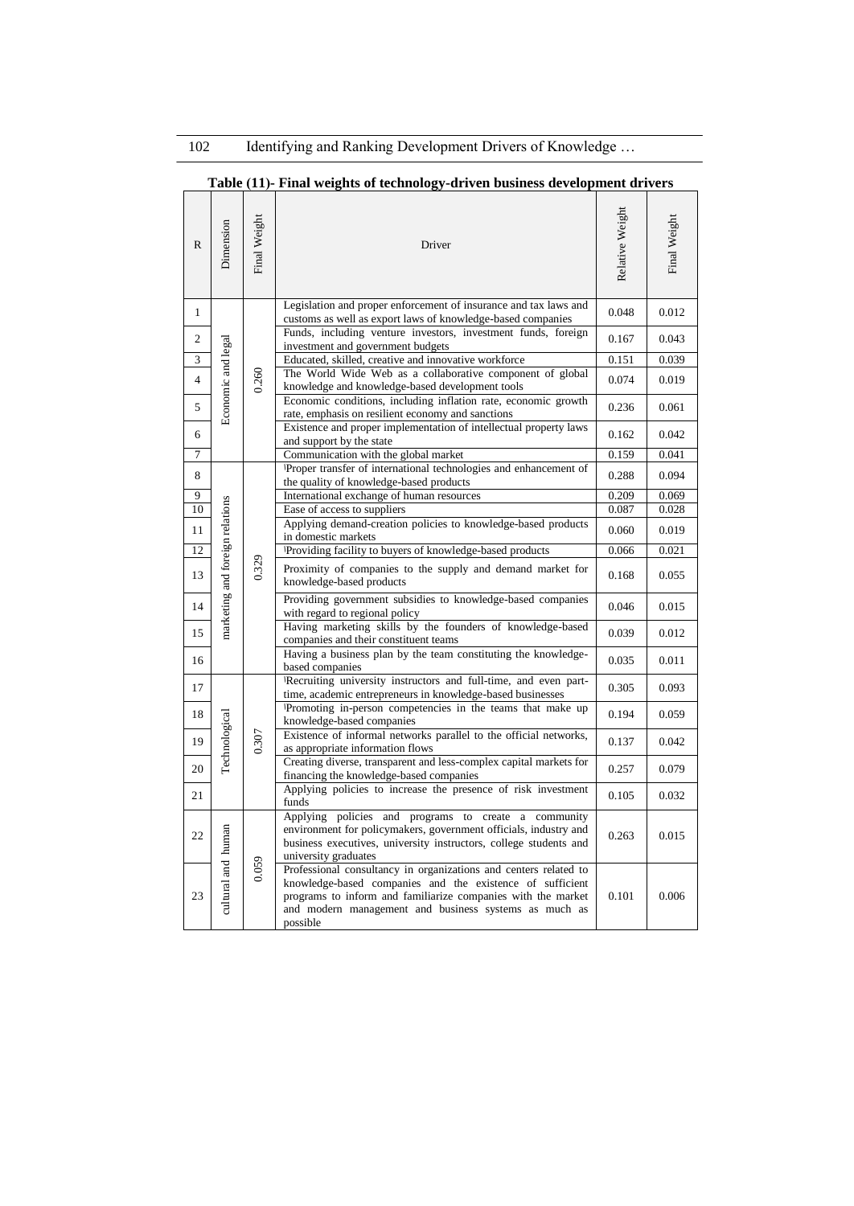**Table (11)- Final weights of technology-driven business development drivers**

| R | Dimension | Final Weight | Driver | Relative Weight | Final Weight |
|---|---|---|---|---|---|
| 1 | Economic and legal | 0.260 | Legislation and proper enforcement of insurance and tax laws and customs as well as export laws of knowledge-based companies | 0.048 | 0.012 |
| 2 | | | Funds, including venture investors, investment funds, foreign investment and government budgets | 0.167 | 0.043 |
| 3 | | | Educated, skilled, creative and innovative workforce | 0.151 | 0.039 |
| 4 | | | The World Wide Web as a collaborative component of global knowledge and knowledge-based development tools | 0.074 | 0.019 |
| 5 | | | Economic conditions, including inflation rate, economic growth rate, emphasis on resilient economy and sanctions | 0.236 | 0.061 |
| 6 | | | Existence and proper implementation of intellectual property laws and support by the state | 0.162 | 0.042 |
| 7 | | | Communication with the global market | 0.159 | 0.041 |
| 8 | marketing and foreign relations | 0.329 | Proper transfer of international technologies and enhancement of the quality of knowledge-based products | 0.288 | 0.094 |
| 9 | | | International exchange of human resources | 0.209 | 0.069 |
| 10 | | | Ease of access to suppliers | 0.087 | 0.028 |
| 11 | | | Applying demand-creation policies to knowledge-based products in domestic markets | 0.060 | 0.019 |
| 12 | | | Providing facility to buyers of knowledge-based products | 0.066 | 0.021 |
| 13 | | | Proximity of companies to the supply and demand market for knowledge-based products | 0.168 | 0.055 |
| 14 | | | Providing government subsidies to knowledge-based companies with regard to regional policy | 0.046 | 0.015 |
| 15 | | | Having marketing skills by the founders of knowledge-based companies and their constituent teams | 0.039 | 0.012 |
| 16 | | | Having a business plan by the team constituting the knowledge-based companies | 0.035 | 0.011 |
| 17 | Technological | 0.307 | Recruiting university instructors and full-time, and even part-time, academic entrepreneurs in knowledge-based businesses | 0.305 | 0.093 |
| 18 | | | Promoting in-person competencies in the teams that make up knowledge-based companies | 0.194 | 0.059 |
| 19 | | | Existence of informal networks parallel to the official networks, as appropriate information flows | 0.137 | 0.042 |
| 20 | | | Creating diverse, transparent and less-complex capital markets for financing the knowledge-based companies | 0.257 | 0.079 |
| 21 | | | Applying policies to increase the presence of risk investment funds | 0.105 | 0.032 |
| 22 | cultural and human | 0.059 | Applying policies and programs to create a community environment for policymakers, government officials, industry and business executives, university instructors, college students and university graduates | 0.263 | 0.015 |
| 23 | | | Professional consultancy in organizations and centers related to knowledge-based companies and the existence of sufficient programs to inform and familiarize companies with the market and modern management and business systems as much as possible | 0.101 | 0.006 |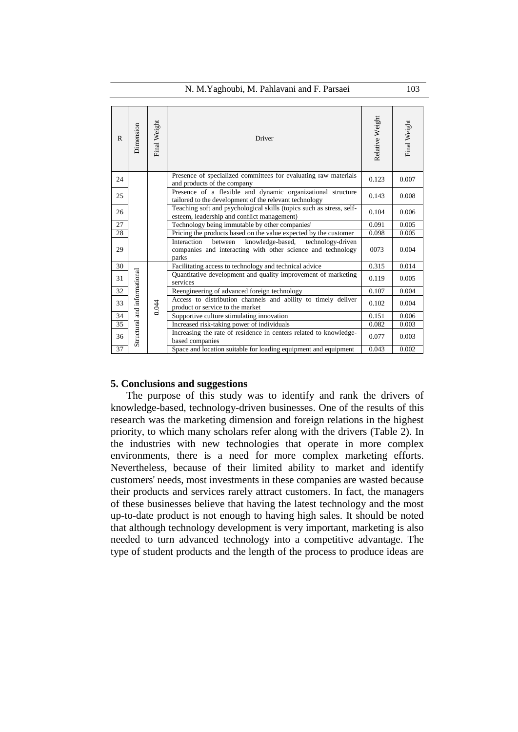| R | Dimension | Final Weight | Driver | Relative Weight | Final Weight |
|---|---|---|---|---|---|
| 24 | | | Presence of specialized committees for evaluating raw materials and products of the company | 0.123 | 0.007 |
| 25 | | | Presence of a flexible and dynamic organizational structure tailored to the development of the relevant technology | 0.143 | 0.008 |
| 26 | | | Teaching soft and psychological skills (topics such as stress, self-esteem, leadership and conflict management) | 0.104 | 0.006 |
| 27 | | | Technology being immutable by other companies[l] | 0.091 | 0.005 |
| 28 | | | Pricing the products based on the value expected by the customer | 0.098 | 0.005 |
| 29 | | | Interaction between knowledge-based, technology-driven companies and interacting with other science and technology parks | 0073 | 0.004 |
| 30 | Structural and informational | 0.044 | Facilitating access to technology and technical advice | 0.315 | 0.014 |
| 31 | | | Quantitative development and quality improvement of marketing services | 0.119 | 0.005 |
| 32 | | | Reengineering of advanced foreign technology | 0.107 | 0.004 |
| 33 | | | Access to distribution channels and ability to timely deliver product or service to the market | 0.102 | 0.004 |
| 34 | | | Supportive culture stimulating innovation | 0.151 | 0.006 |
| 35 | | | Increased risk-taking power of individuals | 0.082 | 0.003 |
| 36 | | | Increasing the rate of residence in centers related to knowledge-based companies | 0.077 | 0.003 |
| 37 | | | Space and location suitable for loading equipment and equipment | 0.043 | 0.002 |

## 5. Conclusions and suggestions

The purpose of this study was to identify and rank the drivers of knowledge-based, technology-driven businesses. One of the results of this research was the marketing dimension and foreign relations in the highest priority, to which many scholars refer along with the drivers (Table 2). In the industries with new technologies that operate in more complex environments, there is a need for more complex marketing efforts. Nevertheless, because of their limited ability to market and identify customers' needs, most investments in these companies are wasted because their products and services rarely attract customers. In fact, the managers of these businesses believe that having the latest technology and the most up-to-date product is not enough to having high sales. It should be noted that although technology development is very important, marketing is also needed to turn advanced technology into a competitive advantage. The type of student products and the length of the process to produce ideas are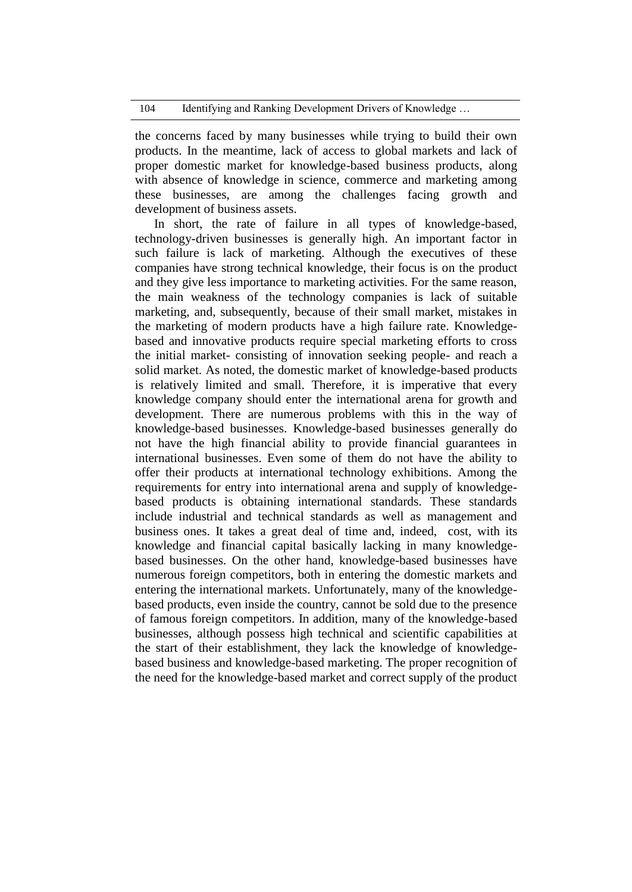the concerns faced by many businesses while trying to build their own products. In the meantime, lack of access to global markets and lack of proper domestic market for knowledge-based business products, along with absence of knowledge in science, commerce and marketing among these businesses, are among the challenges facing growth and development of business assets.

In short, the rate of failure in all types of knowledge-based, technology-driven businesses is generally high. An important factor in such failure is lack of marketing. Although the executives of these companies have strong technical knowledge, their focus is on the product and they give less importance to marketing activities. For the same reason, the main weakness of the technology companies is lack of suitable marketing, and, subsequently, because of their small market, mistakes in the marketing of modern products have a high failure rate. Knowledge-based and innovative products require special marketing efforts to cross the initial market- consisting of innovation seeking people- and reach a solid market. As noted, the domestic market of knowledge-based products is relatively limited and small. Therefore, it is imperative that every knowledge company should enter the international arena for growth and development. There are numerous problems with this in the way of knowledge-based businesses. Knowledge-based businesses generally do not have the high financial ability to provide financial guarantees in international businesses. Even some of them do not have the ability to offer their products at international technology exhibitions. Among the requirements for entry into international arena and supply of knowledge-based products is obtaining international standards. These standards include industrial and technical standards as well as management and business ones. It takes a great deal of time and, indeed, cost, with its knowledge and financial capital basically lacking in many knowledge-based businesses. On the other hand, knowledge-based businesses have numerous foreign competitors, both in entering the domestic markets and entering the international markets. Unfortunately, many of the knowledge-based products, even inside the country, cannot be sold due to the presence of famous foreign competitors. In addition, many of the knowledge-based businesses, although possess high technical and scientific capabilities at the start of their establishment, they lack the knowledge of knowledge-based business and knowledge-based marketing. The proper recognition of the need for the knowledge-based market and correct supply of the product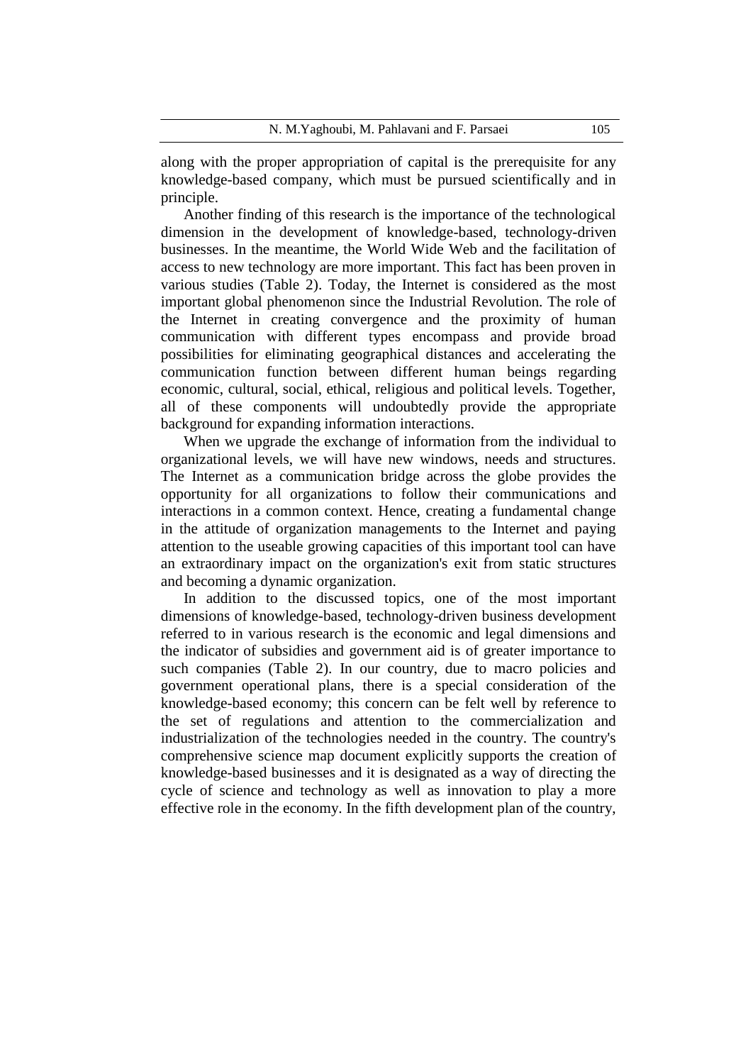along with the proper appropriation of capital is the prerequisite for any knowledge-based company, which must be pursued scientifically and in principle.

Another finding of this research is the importance of the technological dimension in the development of knowledge-based, technology-driven businesses. In the meantime, the World Wide Web and the facilitation of access to new technology are more important. This fact has been proven in various studies (Table 2). Today, the Internet is considered as the most important global phenomenon since the Industrial Revolution. The role of the Internet in creating convergence and the proximity of human communication with different types encompass and provide broad possibilities for eliminating geographical distances and accelerating the communication function between different human beings regarding economic, cultural, social, ethical, religious and political levels. Together, all of these components will undoubtedly provide the appropriate background for expanding information interactions.

When we upgrade the exchange of information from the individual to organizational levels, we will have new windows, needs and structures. The Internet as a communication bridge across the globe provides the opportunity for all organizations to follow their communications and interactions in a common context. Hence, creating a fundamental change in the attitude of organization managements to the Internet and paying attention to the useable growing capacities of this important tool can have an extraordinary impact on the organization's exit from static structures and becoming a dynamic organization.

In addition to the discussed topics, one of the most important dimensions of knowledge-based, technology-driven business development referred to in various research is the economic and legal dimensions and the indicator of subsidies and government aid is of greater importance to such companies (Table 2). In our country, due to macro policies and government operational plans, there is a special consideration of the knowledge-based economy; this concern can be felt well by reference to the set of regulations and attention to the commercialization and industrialization of the technologies needed in the country. The country's comprehensive science map document explicitly supports the creation of knowledge-based businesses and it is designated as a way of directing the cycle of science and technology as well as innovation to play a more effective role in the economy. In the fifth development plan of the country,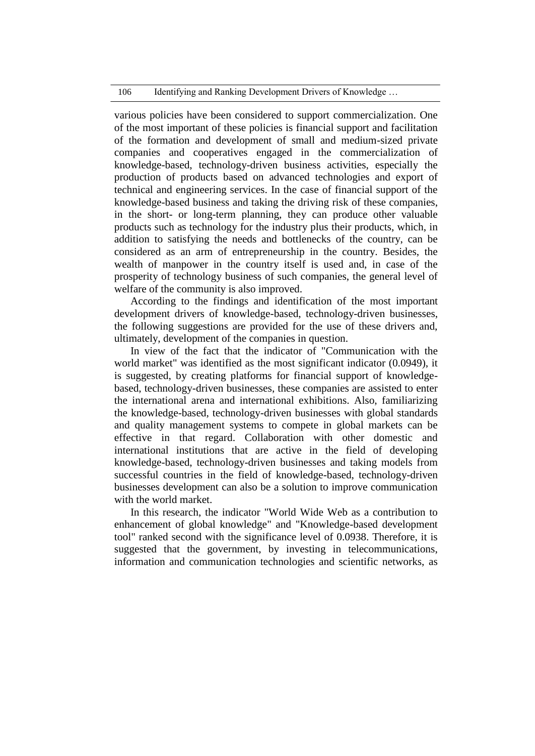various policies have been considered to support commercialization. One of the most important of these policies is financial support and facilitation of the formation and development of small and medium-sized private companies and cooperatives engaged in the commercialization of knowledge-based, technology-driven business activities, especially the production of products based on advanced technologies and export of technical and engineering services. In the case of financial support of the knowledge-based business and taking the driving risk of these companies, in the short- or long-term planning, they can produce other valuable products such as technology for the industry plus their products, which, in addition to satisfying the needs and bottlenecks of the country, can be considered as an arm of entrepreneurship in the country. Besides, the wealth of manpower in the country itself is used and, in case of the prosperity of technology business of such companies, the general level of welfare of the community is also improved.

According to the findings and identification of the most important development drivers of knowledge-based, technology-driven businesses, the following suggestions are provided for the use of these drivers and, ultimately, development of the companies in question.

In view of the fact that the indicator of "Communication with the world market" was identified as the most significant indicator (0.0949), it is suggested, by creating platforms for financial support of knowledge-based, technology-driven businesses, these companies are assisted to enter the international arena and international exhibitions. Also, familiarizing the knowledge-based, technology-driven businesses with global standards and quality management systems to compete in global markets can be effective in that regard. Collaboration with other domestic and international institutions that are active in the field of developing knowledge-based, technology-driven businesses and taking models from successful countries in the field of knowledge-based, technology-driven businesses development can also be a solution to improve communication with the world market.

In this research, the indicator "World Wide Web as a contribution to enhancement of global knowledge" and "Knowledge-based development tool" ranked second with the significance level of 0.0938. Therefore, it is suggested that the government, by investing in telecommunications, information and communication technologies and scientific networks, as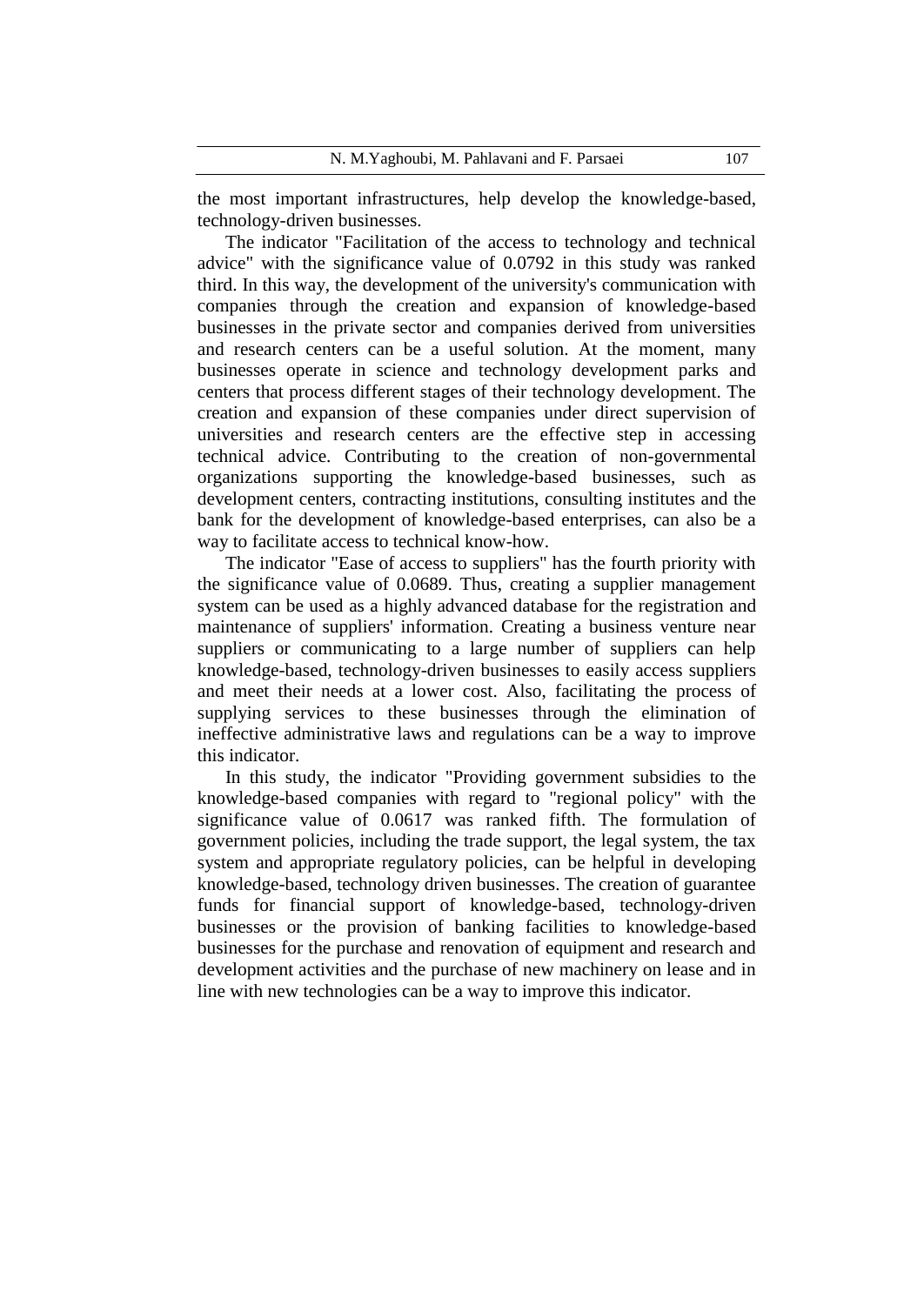the most important infrastructures, help develop the knowledge-based, technology-driven businesses.

The indicator "Facilitation of the access to technology and technical advice" with the significance value of 0.0792 in this study was ranked third. In this way, the development of the university's communication with companies through the creation and expansion of knowledge-based businesses in the private sector and companies derived from universities and research centers can be a useful solution. At the moment, many businesses operate in science and technology development parks and centers that process different stages of their technology development. The creation and expansion of these companies under direct supervision of universities and research centers are the effective step in accessing technical advice. Contributing to the creation of non-governmental organizations supporting the knowledge-based businesses, such as development centers, contracting institutions, consulting institutes and the bank for the development of knowledge-based enterprises, can also be a way to facilitate access to technical know-how.

The indicator "Ease of access to suppliers" has the fourth priority with the significance value of 0.0689. Thus, creating a supplier management system can be used as a highly advanced database for the registration and maintenance of suppliers' information. Creating a business venture near suppliers or communicating to a large number of suppliers can help knowledge-based, technology-driven businesses to easily access suppliers and meet their needs at a lower cost. Also, facilitating the process of supplying services to these businesses through the elimination of ineffective administrative laws and regulations can be a way to improve this indicator.

In this study, the indicator "Providing government subsidies to the knowledge-based companies with regard to "regional policy" with the significance value of 0.0617 was ranked fifth. The formulation of government policies, including the trade support, the legal system, the tax system and appropriate regulatory policies, can be helpful in developing knowledge-based, technology driven businesses. The creation of guarantee funds for financial support of knowledge-based, technology-driven businesses or the provision of banking facilities to knowledge-based businesses for the purchase and renovation of equipment and research and development activities and the purchase of new machinery on lease and in line with new technologies can be a way to improve this indicator.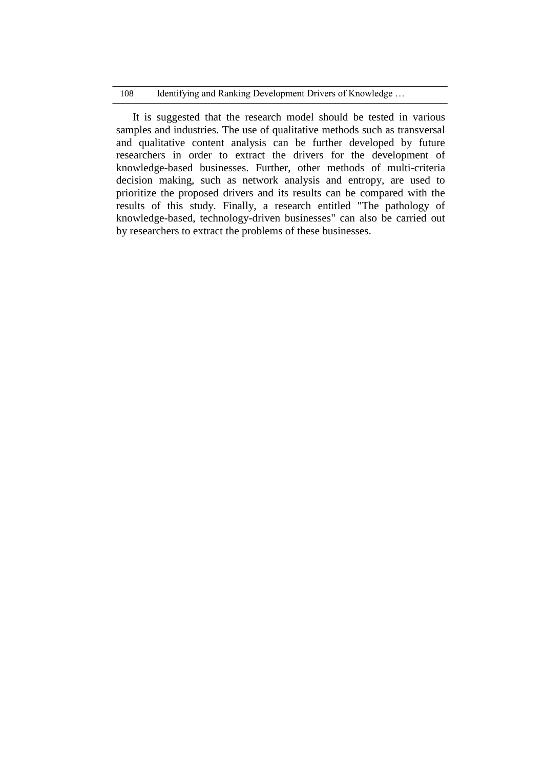It is suggested that the research model should be tested in various samples and industries. The use of qualitative methods such as transversal and qualitative content analysis can be further developed by future researchers in order to extract the drivers for the development of knowledge-based businesses. Further, other methods of multi-criteria decision making, such as network analysis and entropy, are used to prioritize the proposed drivers and its results can be compared with the results of this study. Finally, a research entitled "The pathology of knowledge-based, technology-driven businesses" can also be carried out by researchers to extract the problems of these businesses.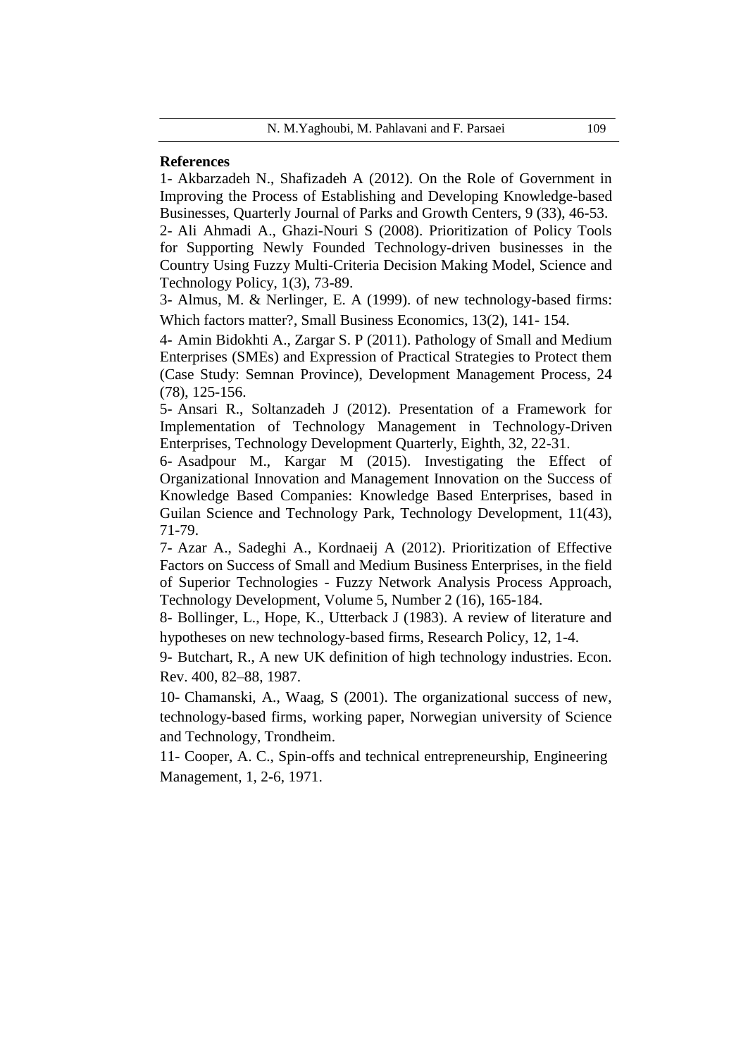## References

1- Akbarzadeh N., Shafizadeh A (2012). On the Role of Government in Improving the Process of Establishing and Developing Knowledge-based Businesses, Quarterly Journal of Parks and Growth Centers, 9 (33), 46-53.

2- Ali Ahmadi A., Ghazi-Nouri S (2008). Prioritization of Policy Tools for Supporting Newly Founded Technology-driven businesses in the Country Using Fuzzy Multi-Criteria Decision Making Model, Science and Technology Policy, 1(3), 73-89.

3- Almus, M. & Nerlinger, E. A (1999). of new technology-based firms: Which factors matter?, Small Business Economics, 13(2), 141- 154.

4- Amin Bidokhti A., Zargar S. P (2011). Pathology of Small and Medium Enterprises (SMEs) and Expression of Practical Strategies to Protect them (Case Study: Semnan Province), Development Management Process, 24 (78), 125-156.

5- Ansari R., Soltanzadeh J (2012). Presentation of a Framework for Implementation of Technology Management in Technology-Driven Enterprises, Technology Development Quarterly, Eighth, 32, 22-31.

6- Asadpour M., Kargar M (2015). Investigating the Effect of Organizational Innovation and Management Innovation on the Success of Knowledge Based Companies: Knowledge Based Enterprises, based in Guilan Science and Technology Park, Technology Development, 11(43), 71-79.

7- Azar A., Sadeghi A., Kordnaeij A (2012). Prioritization of Effective Factors on Success of Small and Medium Business Enterprises, in the field of Superior Technologies - Fuzzy Network Analysis Process Approach, Technology Development, Volume 5, Number 2 (16), 165-184.

8- Bollinger, L., Hope, K., Utterback J (1983). A review of literature and hypotheses on new technology-based firms, Research Policy, 12, 1-4.

9- Butchart, R., A new UK definition of high technology industries. Econ. Rev. 400, 82–88, 1987.

10- Chamanski, A., Waag, S (2001). The organizational success of new, technology-based firms, working paper, Norwegian university of Science and Technology, Trondheim.

11- Cooper, A. C., Spin-offs and technical entrepreneurship, Engineering Management, 1, 2-6, 1971.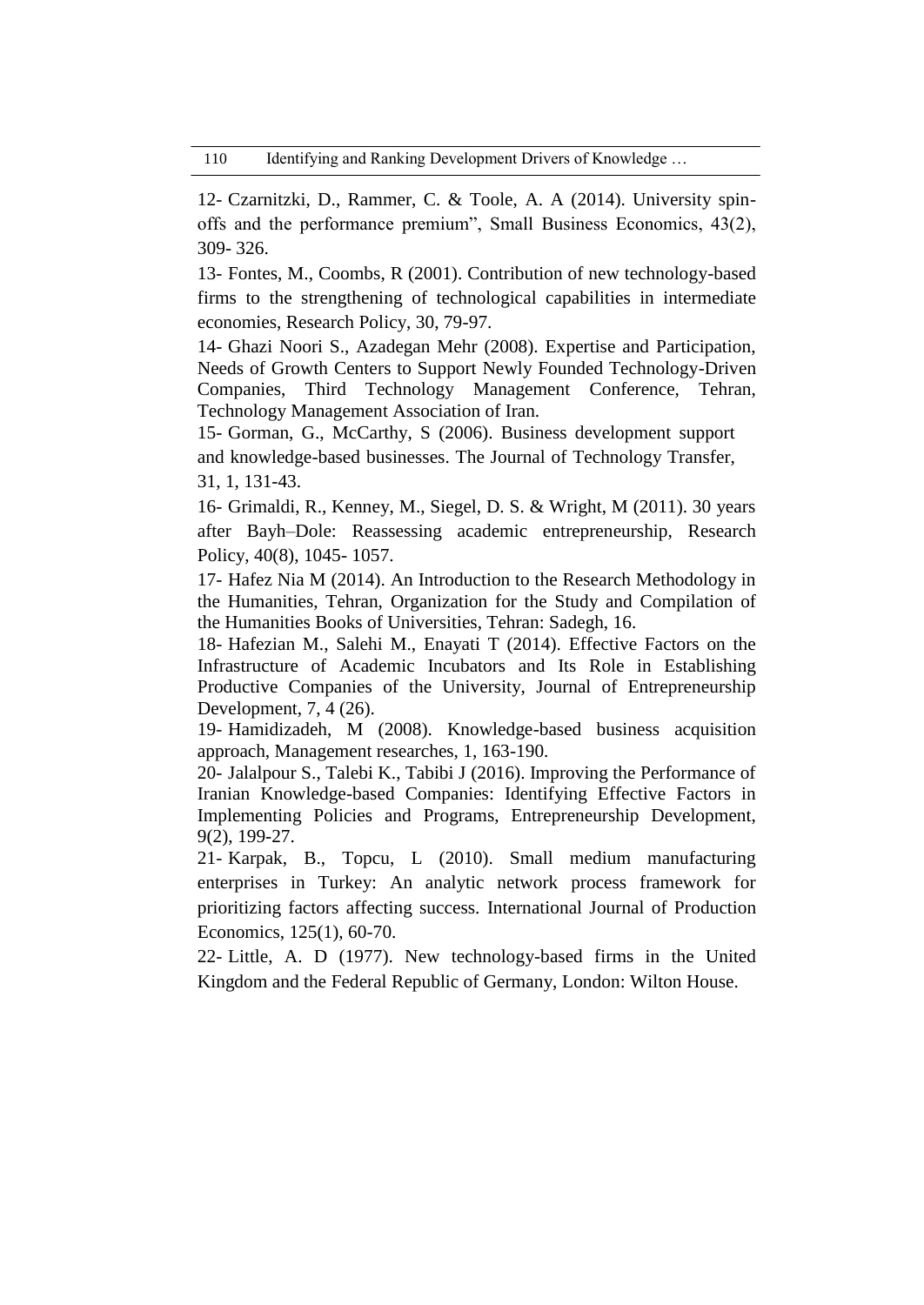12- Czarnitzki, D., Rammer, C. & Toole, A. A (2014). University spin-offs and the performance premium", Small Business Economics, 43(2), 309- 326.

13- Fontes, M., Coombs, R (2001). Contribution of new technology-based firms to the strengthening of technological capabilities in intermediate economies, Research Policy, 30, 79-97.

14- Ghazi Noori S., Azadegan Mehr (2008). Expertise and Participation, Needs of Growth Centers to Support Newly Founded Technology-Driven Companies, Third Technology Management Conference, Tehran, Technology Management Association of Iran.

15- Gorman, G., McCarthy, S (2006). Business development support and knowledge-based businesses. The Journal of Technology Transfer, 31, 1, 131-43.

16- Grimaldi, R., Kenney, M., Siegel, D. S. & Wright, M (2011). 30 years after Bayh–Dole: Reassessing academic entrepreneurship, Research Policy, 40(8), 1045- 1057.

17- Hafez Nia M (2014). An Introduction to the Research Methodology in the Humanities, Tehran, Organization for the Study and Compilation of the Humanities Books of Universities, Tehran: Sadegh, 16.

18- Hafezian M., Salehi M., Enayati T (2014). Effective Factors on the Infrastructure of Academic Incubators and Its Role in Establishing Productive Companies of the University, Journal of Entrepreneurship Development, 7, 4 (26).

19- Hamidizadeh, M (2008). Knowledge-based business acquisition approach, Management researches, 1, 163-190.

20- Jalalpour S., Talebi K., Tabibi J (2016). Improving the Performance of Iranian Knowledge-based Companies: Identifying Effective Factors in Implementing Policies and Programs, Entrepreneurship Development, 9(2), 199-27.

21- Karpak, B., Topcu, L (2010). Small medium manufacturing enterprises in Turkey: An analytic network process framework for prioritizing factors affecting success. International Journal of Production Economics, 125(1), 60-70.

22- Little, A. D (1977). New technology-based firms in the United Kingdom and the Federal Republic of Germany, London: Wilton House.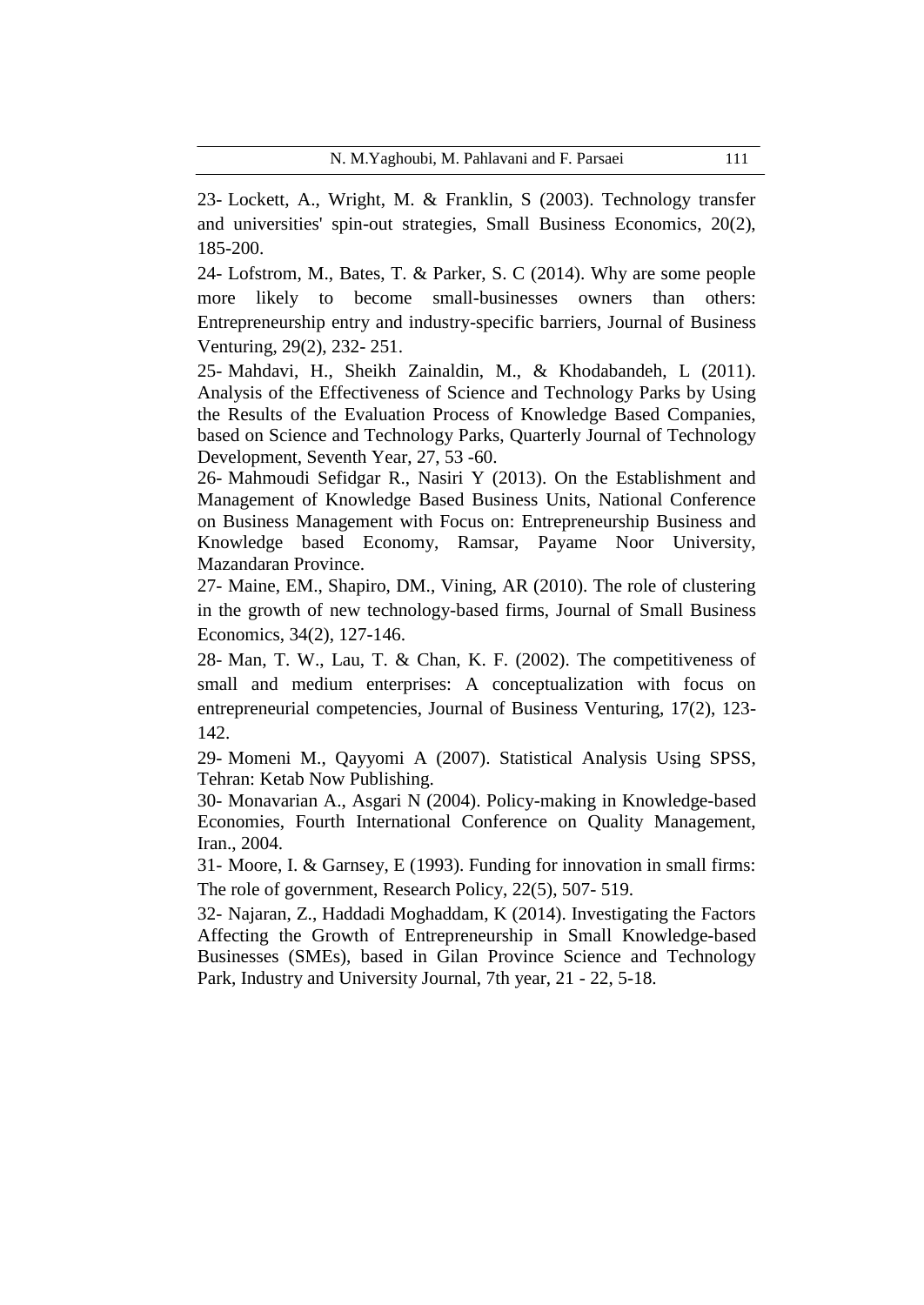23- Lockett, A., Wright, M. & Franklin, S (2003). Technology transfer and universities' spin-out strategies, Small Business Economics, 20(2), 185-200.

24- Lofstrom, M., Bates, T. & Parker, S. C (2014). Why are some people more likely to become small-businesses owners than others: Entrepreneurship entry and industry-specific barriers, Journal of Business Venturing, 29(2), 232- 251.

25- Mahdavi, H., Sheikh Zainaldin, M., & Khodabandeh, L (2011). Analysis of the Effectiveness of Science and Technology Parks by Using the Results of the Evaluation Process of Knowledge Based Companies, based on Science and Technology Parks, Quarterly Journal of Technology Development, Seventh Year, 27, 53 -60.

26- Mahmoudi Sefidgar R., Nasiri Y (2013). On the Establishment and Management of Knowledge Based Business Units, National Conference on Business Management with Focus on: Entrepreneurship Business and Knowledge based Economy, Ramsar, Payame Noor University, Mazandaran Province.

27- Maine, EM., Shapiro, DM., Vining, AR (2010). The role of clustering in the growth of new technology-based firms, Journal of Small Business Economics, 34(2), 127-146.

28- Man, T. W., Lau, T. & Chan, K. F. (2002). The competitiveness of small and medium enterprises: A conceptualization with focus on entrepreneurial competencies, Journal of Business Venturing, 17(2), 123-142.

29- Momeni M., Qayyomi A (2007). Statistical Analysis Using SPSS, Tehran: Ketab Now Publishing.

30- Monavarian A., Asgari N (2004). Policy-making in Knowledge-based Economies, Fourth International Conference on Quality Management, Iran., 2004.

31- Moore, I. & Garnsey, E (1993). Funding for innovation in small firms: The role of government, Research Policy, 22(5), 507- 519.

32- Najaran, Z., Haddadi Moghaddam, K (2014). Investigating the Factors Affecting the Growth of Entrepreneurship in Small Knowledge-based Businesses (SMEs), based in Gilan Province Science and Technology Park, Industry and University Journal, 7th year, 21 - 22, 5-18.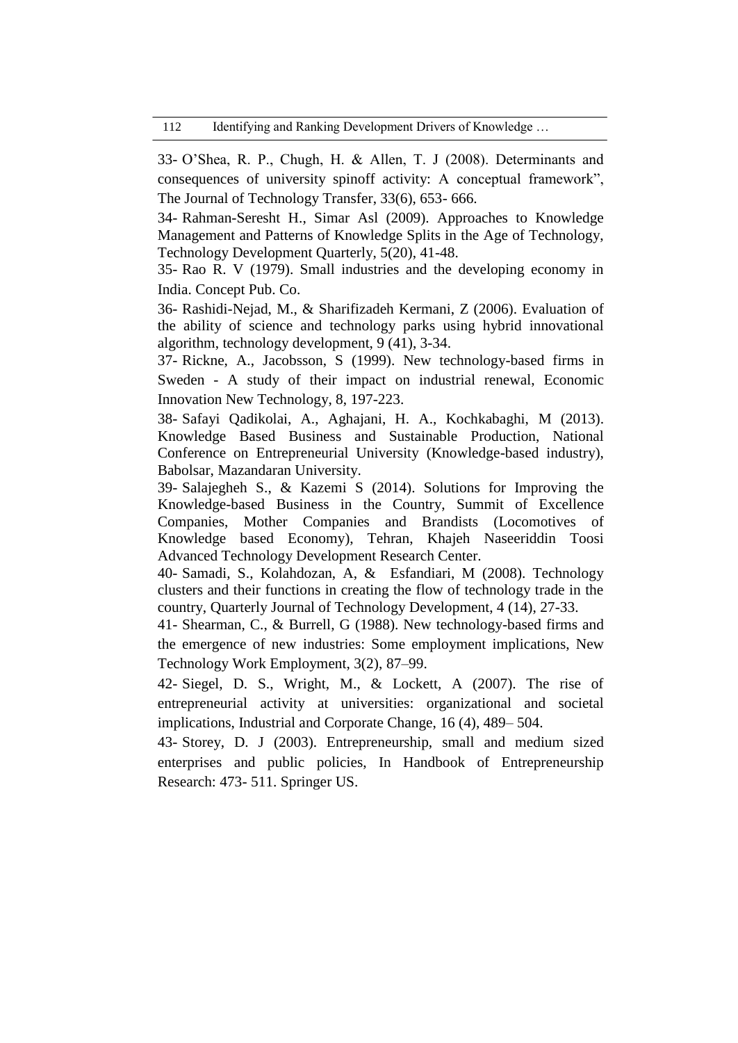33- O'Shea, R. P., Chugh, H. & Allen, T. J (2008). Determinants and consequences of university spinoff activity: A conceptual framework", The Journal of Technology Transfer, 33(6), 653- 666.

34- Rahman-Seresht H., Simar Asl (2009). Approaches to Knowledge Management and Patterns of Knowledge Splits in the Age of Technology, Technology Development Quarterly, 5(20), 41-48.

35- Rao R. V (1979). Small industries and the developing economy in India. Concept Pub. Co.

36- Rashidi-Nejad, M., & Sharifizadeh Kermani, Z (2006). Evaluation of the ability of science and technology parks using hybrid innovational algorithm, technology development, 9 (41), 3-34.

37- Rickne, A., Jacobsson, S (1999). New technology-based firms in Sweden - A study of their impact on industrial renewal, Economic Innovation New Technology, 8, 197-223.

38- Safayi Qadikolai, A., Aghajani, H. A., Kochkabaghi, M (2013). Knowledge Based Business and Sustainable Production, National Conference on Entrepreneurial University (Knowledge-based industry), Babolsar, Mazandaran University.

39- Salajegheh S., & Kazemi S (2014). Solutions for Improving the Knowledge-based Business in the Country, Summit of Excellence Companies, Mother Companies and Brandists (Locomotives of Knowledge based Economy), Tehran, Khajeh Naseeriddin Toosi Advanced Technology Development Research Center.

40- Samadi, S., Kolahdozan, A, & Esfandiari, M (2008). Technology clusters and their functions in creating the flow of technology trade in the country, Quarterly Journal of Technology Development, 4 (14), 27-33.

41- Shearman, C., & Burrell, G (1988). New technology-based firms and the emergence of new industries: Some employment implications, New Technology Work Employment, 3(2), 87–99.

42- Siegel, D. S., Wright, M., & Lockett, A (2007). The rise of entrepreneurial activity at universities: organizational and societal implications, Industrial and Corporate Change, 16 (4), 489– 504.

43- Storey, D. J (2003). Entrepreneurship, small and medium sized enterprises and public policies, In Handbook of Entrepreneurship Research: 473- 511. Springer US.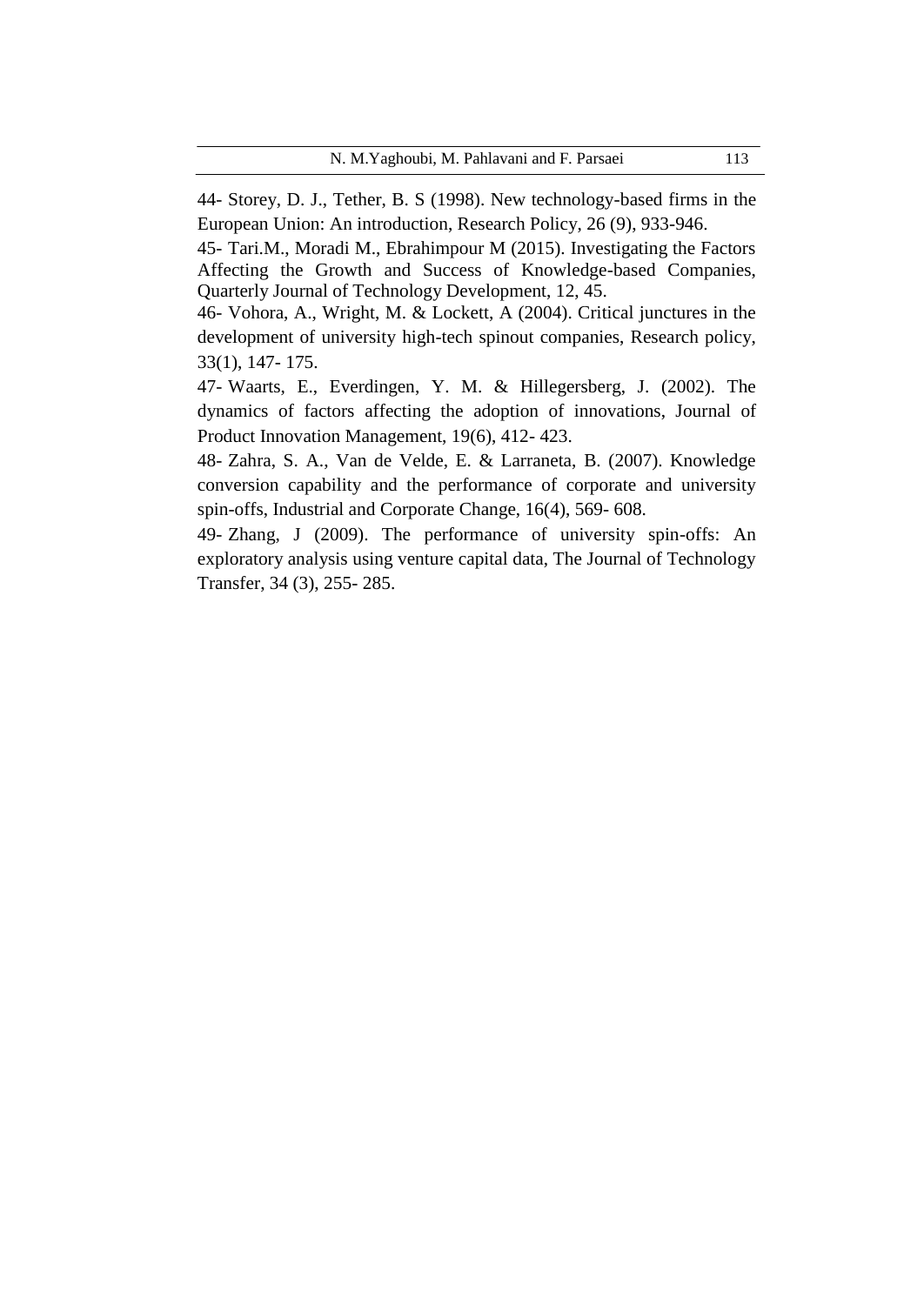44- Storey, D. J., Tether, B. S (1998). New technology-based firms in the European Union: An introduction, Research Policy, 26 (9), 933-946.

45- Tari.M., Moradi M., Ebrahimpour M (2015). Investigating the Factors Affecting the Growth and Success of Knowledge-based Companies, Quarterly Journal of Technology Development, 12, 45.

46- Vohora, A., Wright, M. & Lockett, A (2004). Critical junctures in the development of university high-tech spinout companies, Research policy, 33(1), 147- 175.

47- Waarts, E., Everdingen, Y. M. & Hillegersberg, J. (2002). The dynamics of factors affecting the adoption of innovations, Journal of Product Innovation Management, 19(6), 412- 423.

48- Zahra, S. A., Van de Velde, E. & Larraneta, B. (2007). Knowledge conversion capability and the performance of corporate and university spin-offs, Industrial and Corporate Change, 16(4), 569- 608.

49- Zhang, J (2009). The performance of university spin-offs: An exploratory analysis using venture capital data, The Journal of Technology Transfer, 34 (3), 255- 285.